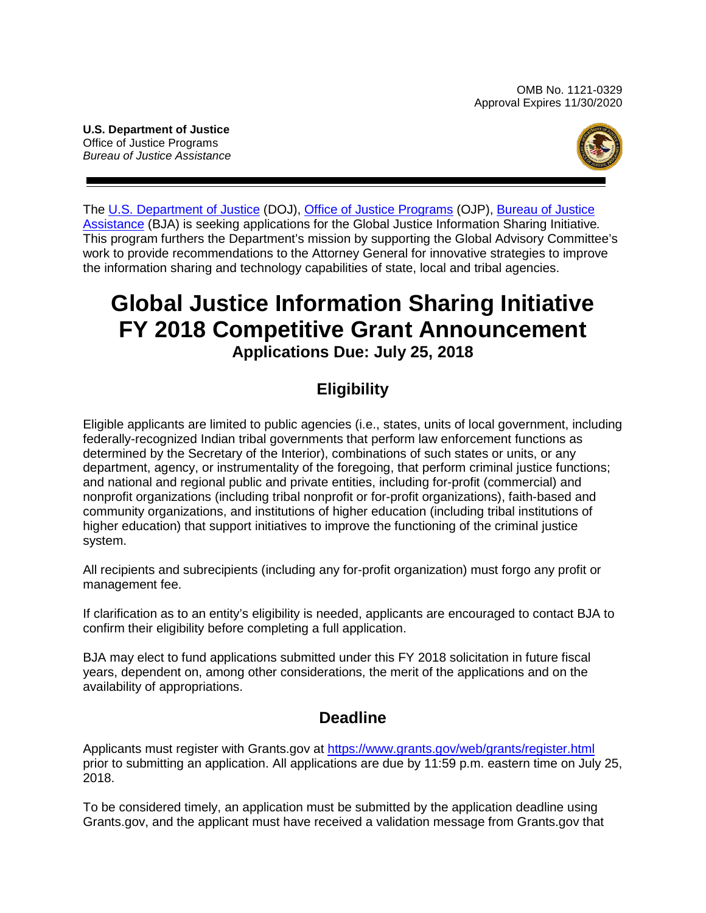OMB No. 1121-0329
Approval Expires 11/30/2020

**U.S. Department of Justice**
Office of Justice Programs
*Bureau of Justice Assistance*

The U.S. Department of Justice (DOJ), Office of Justice Programs (OJP), Bureau of Justice Assistance (BJA) is seeking applications for the Global Justice Information Sharing Initiative*.* This program furthers the Department's mission by supporting the Global Advisory Committee's work to provide recommendations to the Attorney General for innovative strategies to improve the information sharing and technology capabilities of state, local and tribal agencies.

# Global Justice Information Sharing Initiative FY 2018 Competitive Grant Announcement

**Applications Due: July 25, 2018**

## Eligibility

Eligible applicants are limited to public agencies (i.e., states, units of local government, including federally-recognized Indian tribal governments that perform law enforcement functions as determined by the Secretary of the Interior), combinations of such states or units, or any department, agency, or instrumentality of the foregoing, that perform criminal justice functions; and national and regional public and private entities, including for-profit (commercial) and nonprofit organizations (including tribal nonprofit or for-profit organizations), faith-based and community organizations, and institutions of higher education (including tribal institutions of higher education) that support initiatives to improve the functioning of the criminal justice system.

All recipients and subrecipients (including any for-profit organization) must forgo any profit or management fee.

If clarification as to an entity's eligibility is needed, applicants are encouraged to contact BJA to confirm their eligibility before completing a full application.

BJA may elect to fund applications submitted under this FY 2018 solicitation in future fiscal years, dependent on, among other considerations, the merit of the applications and on the availability of appropriations.

## Deadline

Applicants must register with Grants.gov at https://www.grants.gov/web/grants/register.html prior to submitting an application. All applications are due by 11:59 p.m. eastern time on July 25, 2018.

To be considered timely, an application must be submitted by the application deadline using Grants.gov, and the applicant must have received a validation message from Grants.gov that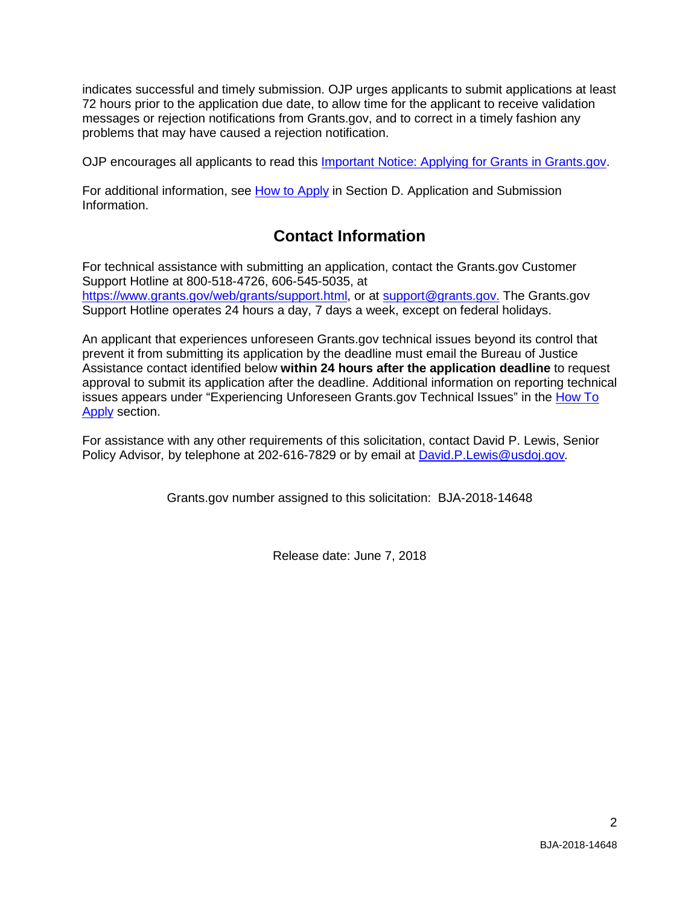indicates successful and timely submission. OJP urges applicants to submit applications at least 72 hours prior to the application due date, to allow time for the applicant to receive validation messages or rejection notifications from Grants.gov, and to correct in a timely fashion any problems that may have caused a rejection notification.

OJP encourages all applicants to read this [Important Notice: Applying for Grants in Grants.gov](#).

For additional information, see [How to Apply](#) in Section D. Application and Submission Information.

## Contact Information

For technical assistance with submitting an application, contact the Grants.gov Customer Support Hotline at 800-518-4726, 606-545-5035, at [https://www.grants.gov/web/grants/support.html](https://www.grants.gov/web/grants/support.html), or at [support@grants.gov.](mailto:support@grants.gov) The Grants.gov Support Hotline operates 24 hours a day, 7 days a week, except on federal holidays.

An applicant that experiences unforeseen Grants.gov technical issues beyond its control that prevent it from submitting its application by the deadline must email the Bureau of Justice Assistance contact identified below **within 24 hours after the application deadline** to request approval to submit its application after the deadline. Additional information on reporting technical issues appears under "Experiencing Unforeseen Grants.gov Technical Issues" in the [How To Apply](#) section.

For assistance with any other requirements of this solicitation, contact David P. Lewis, Senior Policy Advisor*,* by telephone at 202-616-7829 or by email at [David.P.Lewis@usdoj.gov](mailto:David.P.Lewis@usdoj.gov)*.*

Grants.gov number assigned to this solicitation: BJA-2018-14648

Release date: June 7, 2018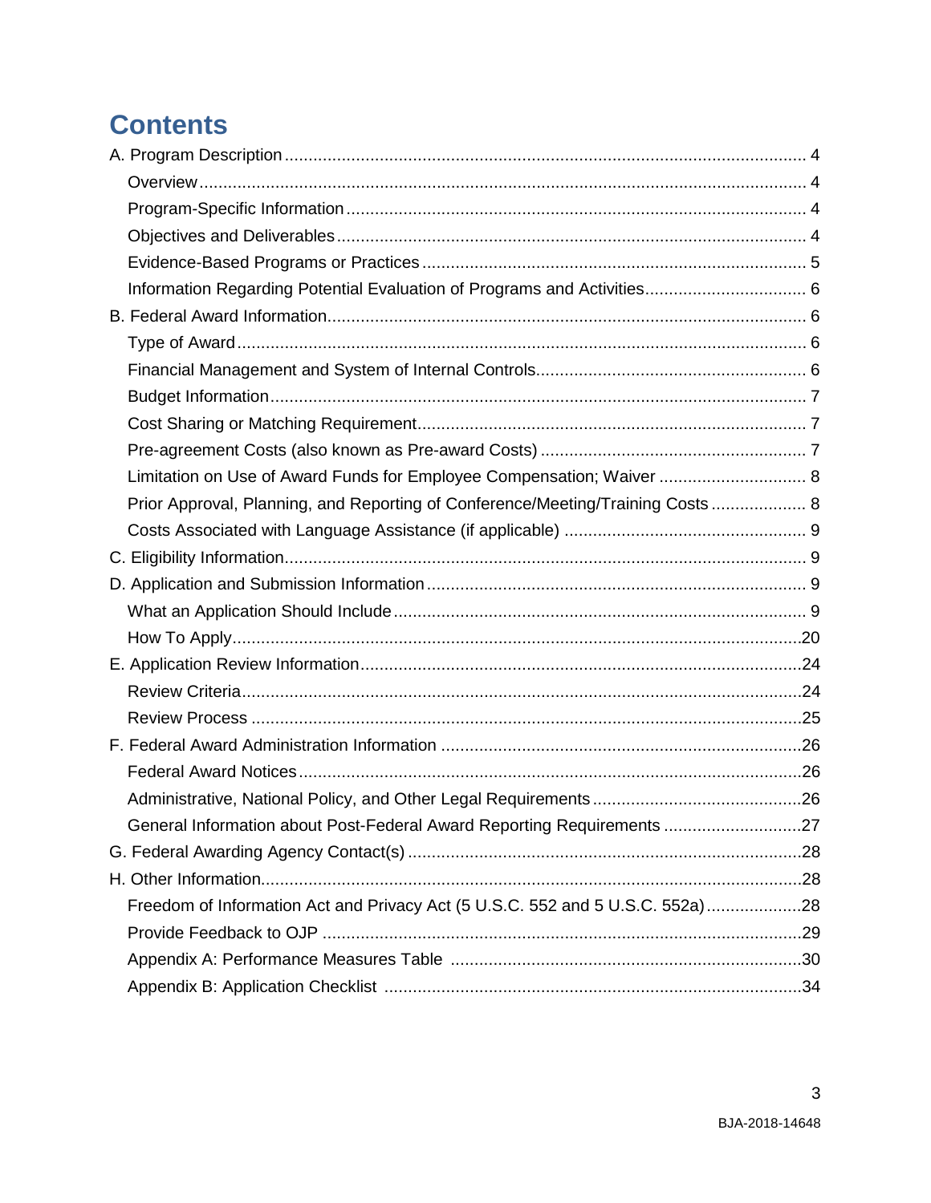# Contents

A. Program Description ........................................................................................................... 4

- Overview ........................................................................................................................... 4
- Program-Specific Information ............................................................................................. 4
- Objectives and Deliverables ............................................................................................... 4
- Evidence-Based Programs or Practices ............................................................................. 5
- Information Regarding Potential Evaluation of Programs and Activities ................................ 6

B. Federal Award Information ................................................................................................... 6

- Type of Award .................................................................................................................... 6
- Financial Management and System of Internal Controls ...................................................... 6
- Budget Information ............................................................................................................. 7
- Cost Sharing or Matching Requirement ............................................................................... 7
- Pre-agreement Costs (also known as Pre-award Costs) ...................................................... 7
- Limitation on Use of Award Funds for Employee Compensation; Waiver .............................. 8
- Prior Approval, Planning, and Reporting of Conference/Meeting/Training Costs .................... 8
- Costs Associated with Language Assistance (if applicable) .................................................. 9

C. Eligibility Information ........................................................................................................... 9

D. Application and Submission Information ............................................................................... 9

- What an Application Should Include ................................................................................... 9
- How To Apply .................................................................................................................... 20

E. Application Review Information ........................................................................................... 24

- Review Criteria .................................................................................................................. 24
- Review Process ................................................................................................................. 25

F. Federal Award Administration Information .......................................................................... 26

- Federal Award Notices ....................................................................................................... 26
- Administrative, National Policy, and Other Legal Requirements ........................................... 26
- General Information about Post-Federal Award Reporting Requirements ............................ 27

G. Federal Awarding Agency Contact(s) ................................................................................... 28

H. Other Information ................................................................................................................ 28

- Freedom of Information Act and Privacy Act (5 U.S.C. 552 and 5 U.S.C. 552a) .................... 28
- Provide Feedback to OJP ................................................................................................... 29
- Appendix A: Performance Measures Table ......................................................................... 30
- Appendix B: Application Checklist ...................................................................................... 34

BJA-2018-14648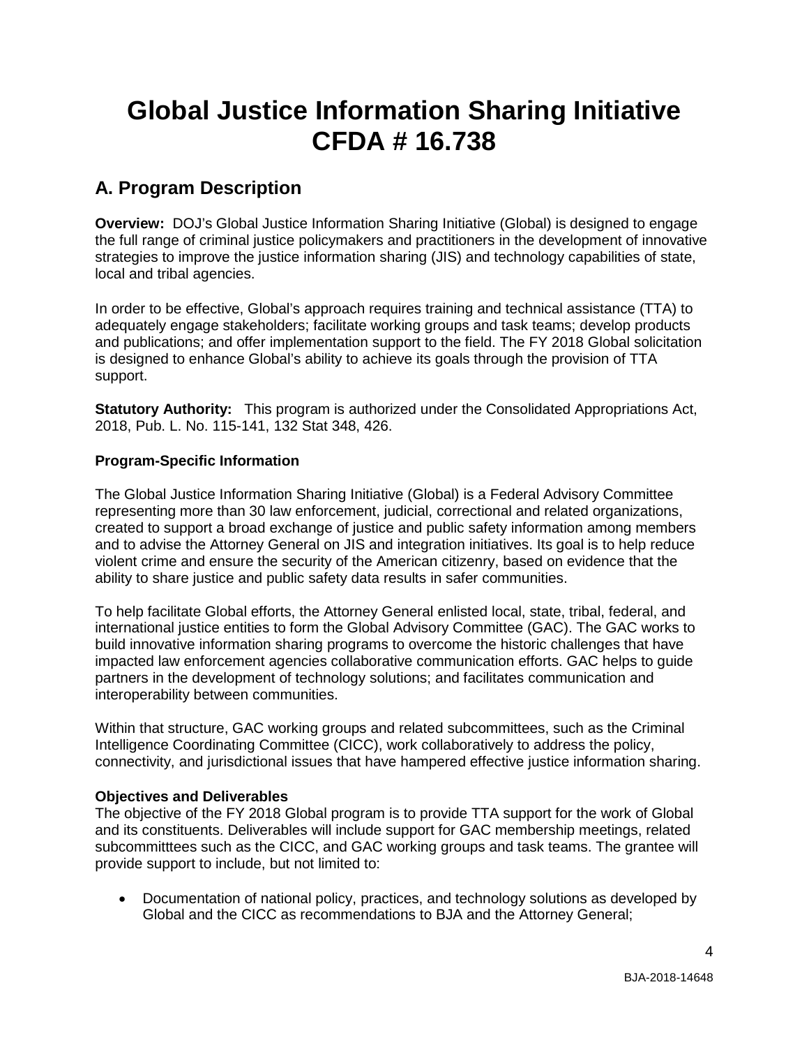# Global Justice Information Sharing Initiative CFDA # 16.738

## A. Program Description

**Overview:** DOJ's Global Justice Information Sharing Initiative (Global) is designed to engage the full range of criminal justice policymakers and practitioners in the development of innovative strategies to improve the justice information sharing (JIS) and technology capabilities of state, local and tribal agencies.

In order to be effective, Global's approach requires training and technical assistance (TTA) to adequately engage stakeholders; facilitate working groups and task teams; develop products and publications; and offer implementation support to the field. The FY 2018 Global solicitation is designed to enhance Global's ability to achieve its goals through the provision of TTA support.

**Statutory Authority:** This program is authorized under the Consolidated Appropriations Act, 2018, Pub. L. No. 115-141, 132 Stat 348, 426.

**Program-Specific Information**

The Global Justice Information Sharing Initiative (Global) is a Federal Advisory Committee representing more than 30 law enforcement, judicial, correctional and related organizations, created to support a broad exchange of justice and public safety information among members and to advise the Attorney General on JIS and integration initiatives. Its goal is to help reduce violent crime and ensure the security of the American citizenry, based on evidence that the ability to share justice and public safety data results in safer communities.

To help facilitate Global efforts, the Attorney General enlisted local, state, tribal, federal, and international justice entities to form the Global Advisory Committee (GAC). The GAC works to build innovative information sharing programs to overcome the historic challenges that have impacted law enforcement agencies collaborative communication efforts. GAC helps to guide partners in the development of technology solutions; and facilitates communication and interoperability between communities.

Within that structure, GAC working groups and related subcommittees, such as the Criminal Intelligence Coordinating Committee (CICC), work collaboratively to address the policy, connectivity, and jurisdictional issues that have hampered effective justice information sharing.

**Objectives and Deliverables**

The objective of the FY 2018 Global program is to provide TTA support for the work of Global and its constituents. Deliverables will include support for GAC membership meetings, related subcommitttees such as the CICC, and GAC working groups and task teams. The grantee will provide support to include, but not limited to:

- Documentation of national policy, practices, and technology solutions as developed by Global and the CICC as recommendations to BJA and the Attorney General;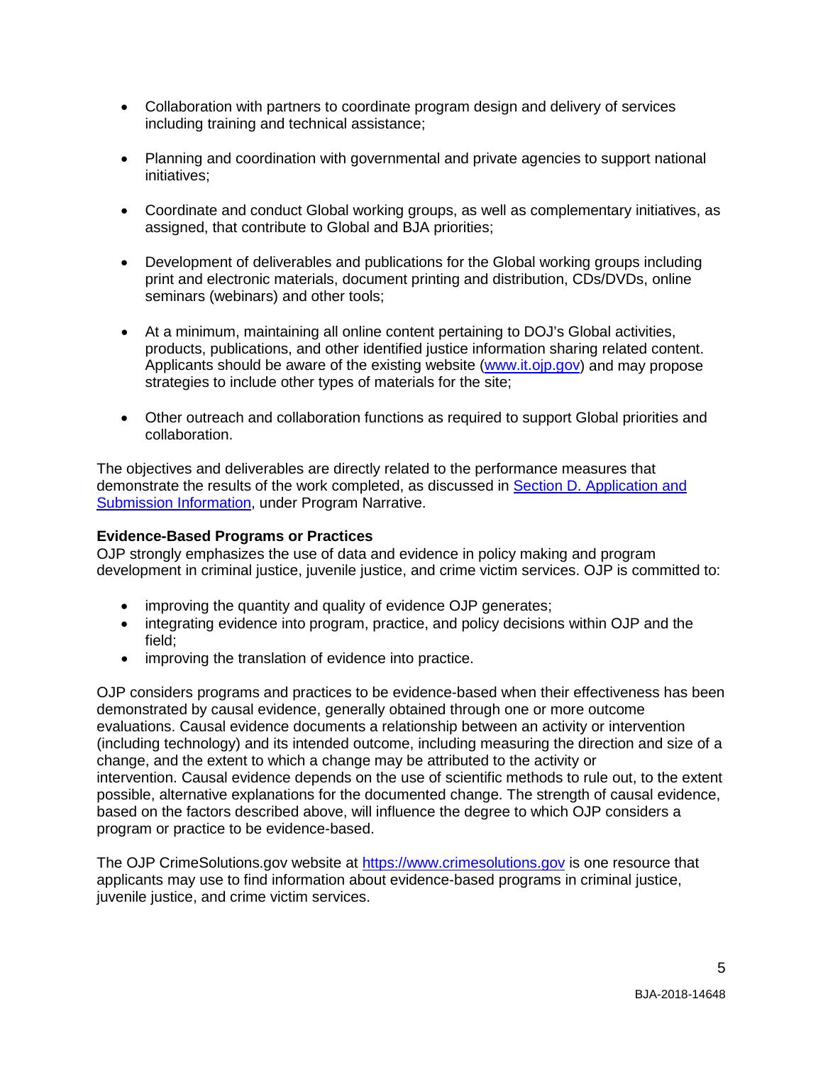- Collaboration with partners to coordinate program design and delivery of services including training and technical assistance;

- Planning and coordination with governmental and private agencies to support national initiatives;

- Coordinate and conduct Global working groups, as well as complementary initiatives, as assigned, that contribute to Global and BJA priorities;

- Development of deliverables and publications for the Global working groups including print and electronic materials, document printing and distribution, CDs/DVDs, online seminars (webinars) and other tools;

- At a minimum, maintaining all online content pertaining to DOJ's Global activities, products, publications, and other identified justice information sharing related content. Applicants should be aware of the existing website (www.it.ojp.gov) and may propose strategies to include other types of materials for the site;

- Other outreach and collaboration functions as required to support Global priorities and collaboration.

The objectives and deliverables are directly related to the performance measures that demonstrate the results of the work completed, as discussed in Section D. Application and Submission Information, under Program Narrative.

**Evidence-Based Programs or Practices**
OJP strongly emphasizes the use of data and evidence in policy making and program development in criminal justice, juvenile justice, and crime victim services. OJP is committed to:

- improving the quantity and quality of evidence OJP generates;
- integrating evidence into program, practice, and policy decisions within OJP and the field;
- improving the translation of evidence into practice.

OJP considers programs and practices to be evidence-based when their effectiveness has been demonstrated by causal evidence, generally obtained through one or more outcome evaluations. Causal evidence documents a relationship between an activity or intervention (including technology) and its intended outcome, including measuring the direction and size of a change, and the extent to which a change may be attributed to the activity or intervention. Causal evidence depends on the use of scientific methods to rule out, to the extent possible, alternative explanations for the documented change. The strength of causal evidence, based on the factors described above, will influence the degree to which OJP considers a program or practice to be evidence-based.

The OJP CrimeSolutions.gov website at https://www.crimesolutions.gov is one resource that applicants may use to find information about evidence-based programs in criminal justice, juvenile justice, and crime victim services.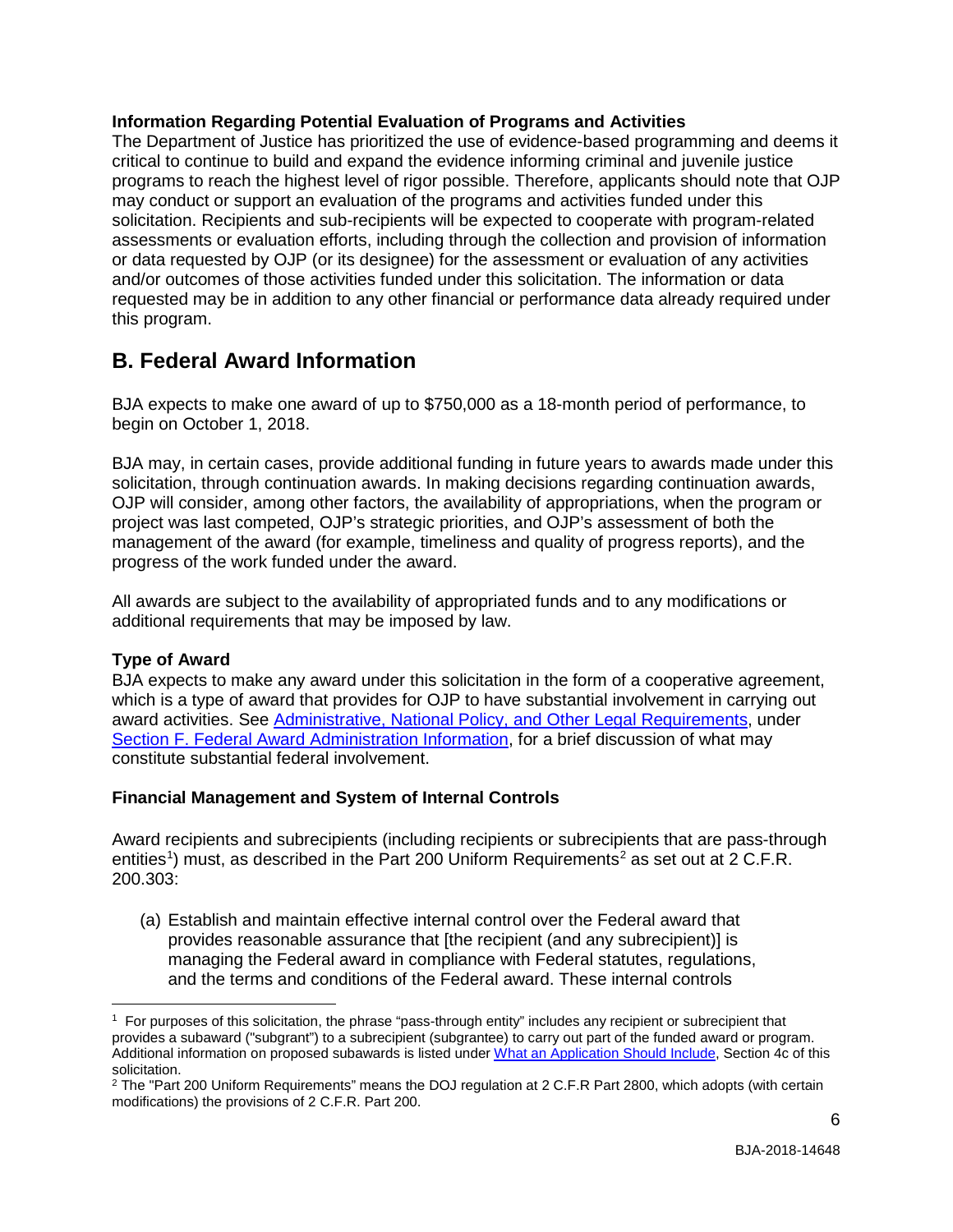**Information Regarding Potential Evaluation of Programs and Activities**
The Department of Justice has prioritized the use of evidence-based programming and deems it critical to continue to build and expand the evidence informing criminal and juvenile justice programs to reach the highest level of rigor possible. Therefore, applicants should note that OJP may conduct or support an evaluation of the programs and activities funded under this solicitation. Recipients and sub-recipients will be expected to cooperate with program-related assessments or evaluation efforts, including through the collection and provision of information or data requested by OJP (or its designee) for the assessment or evaluation of any activities and/or outcomes of those activities funded under this solicitation. The information or data requested may be in addition to any other financial or performance data already required under this program.

## B. Federal Award Information

BJA expects to make one award of up to $750,000 as a 18-month period of performance, to begin on October 1, 2018.

BJA may, in certain cases, provide additional funding in future years to awards made under this solicitation, through continuation awards. In making decisions regarding continuation awards, OJP will consider, among other factors, the availability of appropriations, when the program or project was last competed, OJP's strategic priorities, and OJP's assessment of both the management of the award (for example, timeliness and quality of progress reports), and the progress of the work funded under the award.

All awards are subject to the availability of appropriated funds and to any modifications or additional requirements that may be imposed by law.

**Type of Award**
BJA expects to make any award under this solicitation in the form of a cooperative agreement, which is a type of award that provides for OJP to have substantial involvement in carrying out award activities. See Administrative, National Policy, and Other Legal Requirements, under Section F. Federal Award Administration Information, for a brief discussion of what may constitute substantial federal involvement.

**Financial Management and System of Internal Controls**

Award recipients and subrecipients (including recipients or subrecipients that are pass-through entities[1]) must, as described in the Part 200 Uniform Requirements[2] as set out at 2 C.F.R. 200.303:

(a) Establish and maintain effective internal control over the Federal award that provides reasonable assurance that [the recipient (and any subrecipient)] is managing the Federal award in compliance with Federal statutes, regulations, and the terms and conditions of the Federal award. These internal controls

---

[1] For purposes of this solicitation, the phrase "pass-through entity" includes any recipient or subrecipient that provides a subaward ("subgrant") to a subrecipient (subgrantee) to carry out part of the funded award or program. Additional information on proposed subawards is listed under What an Application Should Include, Section 4c of this solicitation.

[2] The "Part 200 Uniform Requirements" means the DOJ regulation at 2 C.F.R Part 2800, which adopts (with certain modifications) the provisions of 2 C.F.R. Part 200.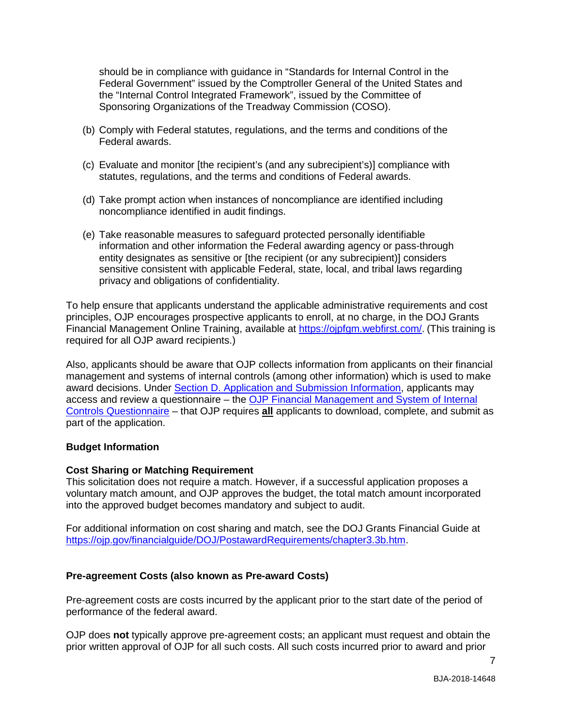should be in compliance with guidance in "Standards for Internal Control in the Federal Government" issued by the Comptroller General of the United States and the "Internal Control Integrated Framework", issued by the Committee of Sponsoring Organizations of the Treadway Commission (COSO).

(b) Comply with Federal statutes, regulations, and the terms and conditions of the Federal awards.

(c) Evaluate and monitor [the recipient's (and any subrecipient's)] compliance with statutes, regulations, and the terms and conditions of Federal awards.

(d) Take prompt action when instances of noncompliance are identified including noncompliance identified in audit findings.

(e) Take reasonable measures to safeguard protected personally identifiable information and other information the Federal awarding agency or pass-through entity designates as sensitive or [the recipient (or any subrecipient)] considers sensitive consistent with applicable Federal, state, local, and tribal laws regarding privacy and obligations of confidentiality.

To help ensure that applicants understand the applicable administrative requirements and cost principles, OJP encourages prospective applicants to enroll, at no charge, in the DOJ Grants Financial Management Online Training, available at https://ojpfgm.webfirst.com/. (This training is required for all OJP award recipients.)

Also, applicants should be aware that OJP collects information from applicants on their financial management and systems of internal controls (among other information) which is used to make award decisions. Under Section D. Application and Submission Information, applicants may access and review a questionnaire – the OJP Financial Management and System of Internal Controls Questionnaire – that OJP requires **all** applicants to download, complete, and submit as part of the application.

**Budget Information**

**Cost Sharing or Matching Requirement**

This solicitation does not require a match. However, if a successful application proposes a voluntary match amount, and OJP approves the budget, the total match amount incorporated into the approved budget becomes mandatory and subject to audit.

For additional information on cost sharing and match, see the DOJ Grants Financial Guide at https://ojp.gov/financialguide/DOJ/PostawardRequirements/chapter3.3b.htm.

**Pre-agreement Costs (also known as Pre-award Costs)**

Pre-agreement costs are costs incurred by the applicant prior to the start date of the period of performance of the federal award.

OJP does **not** typically approve pre-agreement costs; an applicant must request and obtain the prior written approval of OJP for all such costs. All such costs incurred prior to award and prior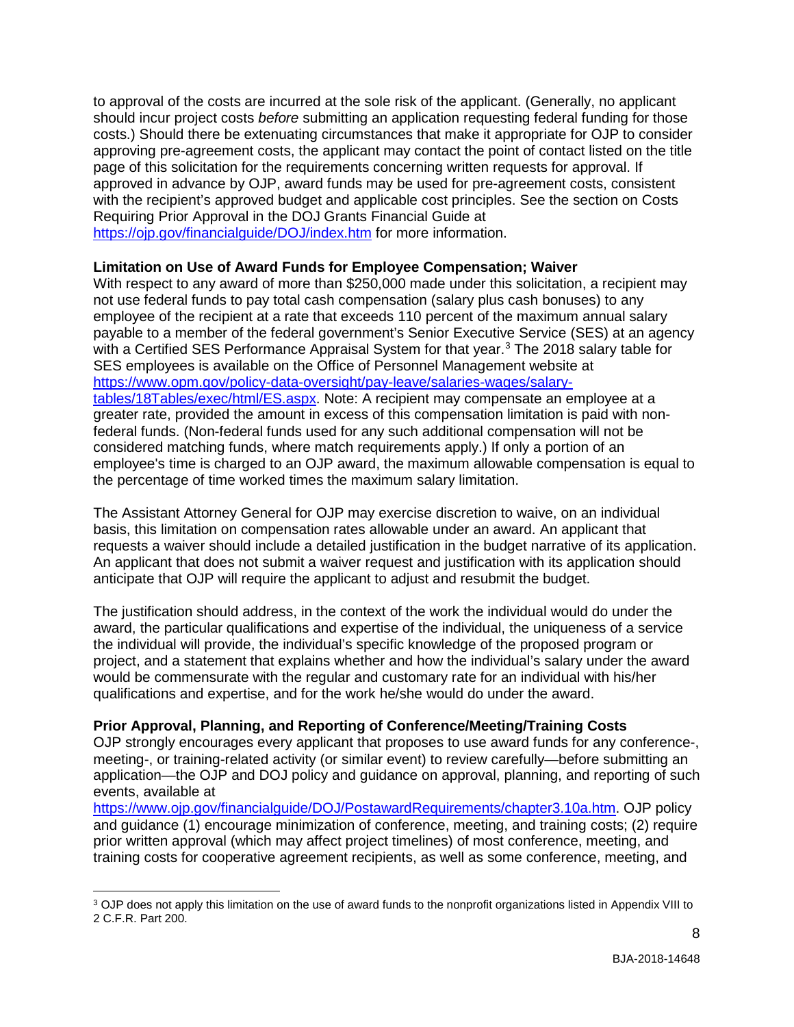to approval of the costs are incurred at the sole risk of the applicant. (Generally, no applicant should incur project costs *before* submitting an application requesting federal funding for those costs.) Should there be extenuating circumstances that make it appropriate for OJP to consider approving pre-agreement costs, the applicant may contact the point of contact listed on the title page of this solicitation for the requirements concerning written requests for approval. If approved in advance by OJP, award funds may be used for pre-agreement costs, consistent with the recipient's approved budget and applicable cost principles. See the section on Costs Requiring Prior Approval in the DOJ Grants Financial Guide at https://ojp.gov/financialguide/DOJ/index.htm for more information.

**Limitation on Use of Award Funds for Employee Compensation; Waiver**

With respect to any award of more than $250,000 made under this solicitation, a recipient may not use federal funds to pay total cash compensation (salary plus cash bonuses) to any employee of the recipient at a rate that exceeds 110 percent of the maximum annual salary payable to a member of the federal government's Senior Executive Service (SES) at an agency with a Certified SES Performance Appraisal System for that year.[3] The 2018 salary table for SES employees is available on the Office of Personnel Management website at https://www.opm.gov/policy-data-oversight/pay-leave/salaries-wages/salary-tables/18Tables/exec/html/ES.aspx. Note: A recipient may compensate an employee at a greater rate, provided the amount in excess of this compensation limitation is paid with non-federal funds. (Non-federal funds used for any such additional compensation will not be considered matching funds, where match requirements apply.) If only a portion of an employee's time is charged to an OJP award, the maximum allowable compensation is equal to the percentage of time worked times the maximum salary limitation.

The Assistant Attorney General for OJP may exercise discretion to waive, on an individual basis, this limitation on compensation rates allowable under an award. An applicant that requests a waiver should include a detailed justification in the budget narrative of its application. An applicant that does not submit a waiver request and justification with its application should anticipate that OJP will require the applicant to adjust and resubmit the budget.

The justification should address, in the context of the work the individual would do under the award, the particular qualifications and expertise of the individual, the uniqueness of a service the individual will provide, the individual's specific knowledge of the proposed program or project, and a statement that explains whether and how the individual's salary under the award would be commensurate with the regular and customary rate for an individual with his/her qualifications and expertise, and for the work he/she would do under the award.

**Prior Approval, Planning, and Reporting of Conference/Meeting/Training Costs**

OJP strongly encourages every applicant that proposes to use award funds for any conference-, meeting-, or training-related activity (or similar event) to review carefully—before submitting an application—the OJP and DOJ policy and guidance on approval, planning, and reporting of such events, available at https://www.ojp.gov/financialguide/DOJ/PostawardRequirements/chapter3.10a.htm. OJP policy and guidance (1) encourage minimization of conference, meeting, and training costs; (2) require prior written approval (which may affect project timelines) of most conference, meeting, and training costs for cooperative agreement recipients, as well as some conference, meeting, and

[3] OJP does not apply this limitation on the use of award funds to the nonprofit organizations listed in Appendix VIII to 2 C.F.R. Part 200.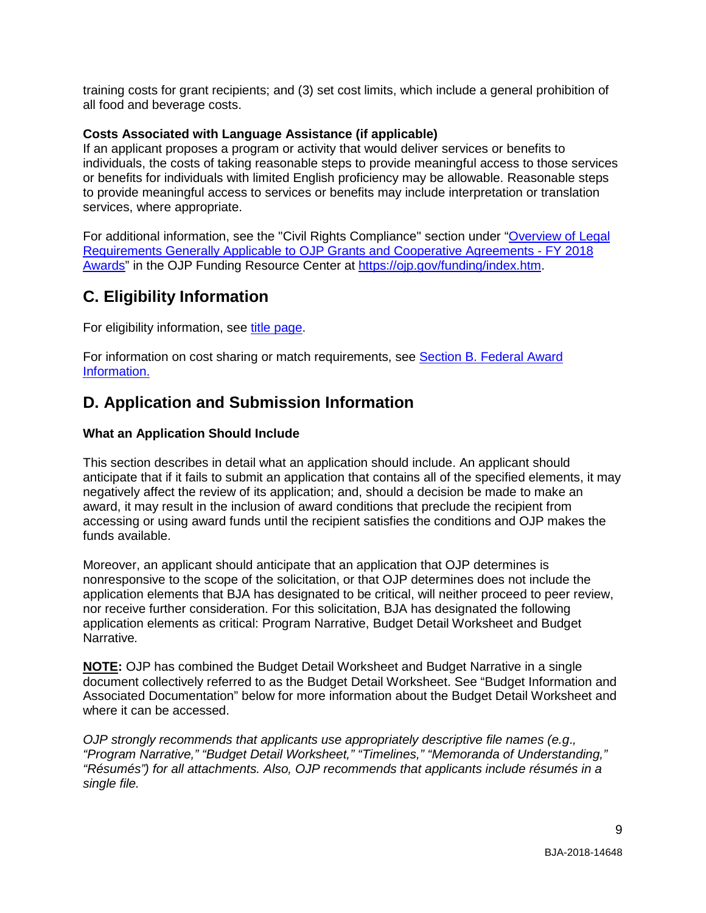training costs for grant recipients; and (3) set cost limits, which include a general prohibition of all food and beverage costs.

**Costs Associated with Language Assistance (if applicable)**
If an applicant proposes a program or activity that would deliver services or benefits to individuals, the costs of taking reasonable steps to provide meaningful access to those services or benefits for individuals with limited English proficiency may be allowable. Reasonable steps to provide meaningful access to services or benefits may include interpretation or translation services, where appropriate.

For additional information, see the "Civil Rights Compliance" section under "[Overview of Legal Requirements Generally Applicable to OJP Grants and Cooperative Agreements - FY 2018 Awards]" in the OJP Funding Resource Center at https://ojp.gov/funding/index.htm.

## C. Eligibility Information

For eligibility information, see title page.

For information on cost sharing or match requirements, see Section B. Federal Award Information.

## D. Application and Submission Information

### What an Application Should Include

This section describes in detail what an application should include. An applicant should anticipate that if it fails to submit an application that contains all of the specified elements, it may negatively affect the review of its application; and, should a decision be made to make an award, it may result in the inclusion of award conditions that preclude the recipient from accessing or using award funds until the recipient satisfies the conditions and OJP makes the funds available.

Moreover, an applicant should anticipate that an application that OJP determines is nonresponsive to the scope of the solicitation, or that OJP determines does not include the application elements that BJA has designated to be critical, will neither proceed to peer review, nor receive further consideration. For this solicitation, BJA has designated the following application elements as critical: Program Narrative, Budget Detail Worksheet and Budget Narrative.

**NOTE:** OJP has combined the Budget Detail Worksheet and Budget Narrative in a single document collectively referred to as the Budget Detail Worksheet. See "Budget Information and Associated Documentation" below for more information about the Budget Detail Worksheet and where it can be accessed.

*OJP strongly recommends that applicants use appropriately descriptive file names (e.g., "Program Narrative," "Budget Detail Worksheet," "Timelines," "Memoranda of Understanding," "Résumés") for all attachments. Also, OJP recommends that applicants include résumés in a single file.*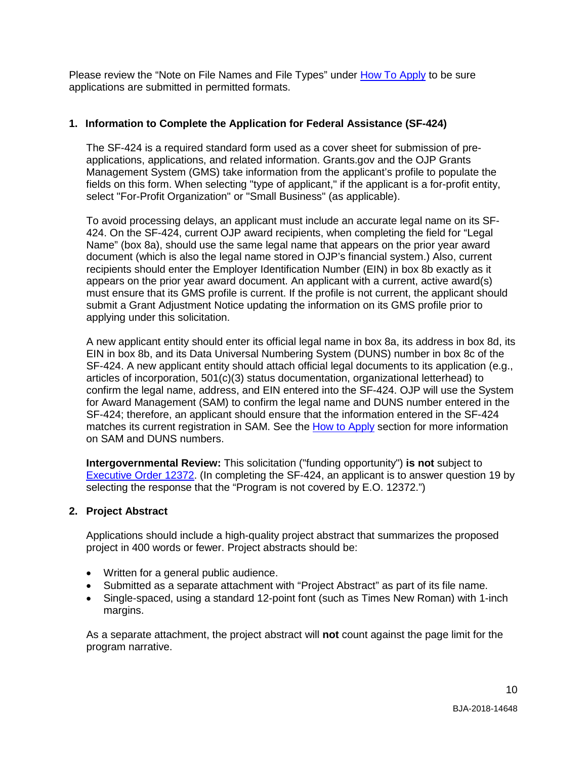Please review the "Note on File Names and File Types" under [How To Apply](#) to be sure applications are submitted in permitted formats.

### 1. Information to Complete the Application for Federal Assistance (SF-424)

The SF-424 is a required standard form used as a cover sheet for submission of pre-applications, applications, and related information. Grants.gov and the OJP Grants Management System (GMS) take information from the applicant's profile to populate the fields on this form. When selecting "type of applicant," if the applicant is a for-profit entity, select "For-Profit Organization" or "Small Business" (as applicable).

To avoid processing delays, an applicant must include an accurate legal name on its SF-424. On the SF-424, current OJP award recipients, when completing the field for "Legal Name" (box 8a), should use the same legal name that appears on the prior year award document (which is also the legal name stored in OJP's financial system.) Also, current recipients should enter the Employer Identification Number (EIN) in box 8b exactly as it appears on the prior year award document. An applicant with a current, active award(s) must ensure that its GMS profile is current. If the profile is not current, the applicant should submit a Grant Adjustment Notice updating the information on its GMS profile prior to applying under this solicitation.

A new applicant entity should enter its official legal name in box 8a, its address in box 8d, its EIN in box 8b, and its Data Universal Numbering System (DUNS) number in box 8c of the SF-424. A new applicant entity should attach official legal documents to its application (e.g., articles of incorporation, 501(c)(3) status documentation, organizational letterhead) to confirm the legal name, address, and EIN entered into the SF-424. OJP will use the System for Award Management (SAM) to confirm the legal name and DUNS number entered in the SF-424; therefore, an applicant should ensure that the information entered in the SF-424 matches its current registration in SAM. See the [How to Apply](#) section for more information on SAM and DUNS numbers.

**Intergovernmental Review:** This solicitation ("funding opportunity") **is not** subject to [Executive Order 12372](#). (In completing the SF-424, an applicant is to answer question 19 by selecting the response that the "Program is not covered by E.O. 12372.")

### 2. Project Abstract

Applications should include a high-quality project abstract that summarizes the proposed project in 400 words or fewer. Project abstracts should be:

- Written for a general public audience.
- Submitted as a separate attachment with "Project Abstract" as part of its file name.
- Single-spaced, using a standard 12-point font (such as Times New Roman) with 1-inch margins.

As a separate attachment, the project abstract will **not** count against the page limit for the program narrative.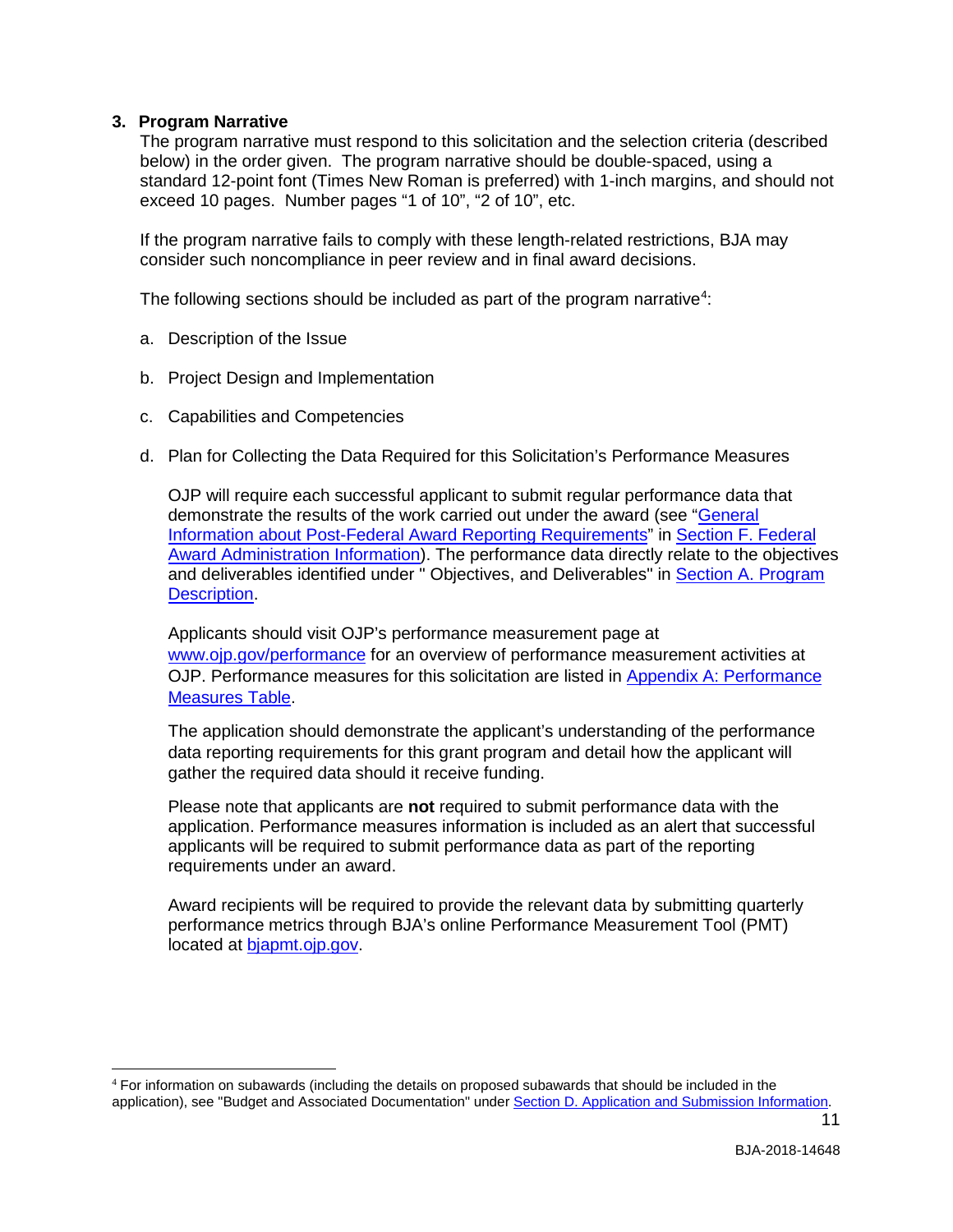### 3. Program Narrative

The program narrative must respond to this solicitation and the selection criteria (described below) in the order given. The program narrative should be double-spaced, using a standard 12-point font (Times New Roman is preferred) with 1-inch margins, and should not exceed 10 pages. Number pages "1 of 10", "2 of 10", etc.

If the program narrative fails to comply with these length-related restrictions, BJA may consider such noncompliance in peer review and in final award decisions.

The following sections should be included as part of the program narrative[4]:

a. Description of the Issue

b. Project Design and Implementation

c. Capabilities and Competencies

d. Plan for Collecting the Data Required for this Solicitation's Performance Measures

   OJP will require each successful applicant to submit regular performance data that demonstrate the results of the work carried out under the award (see "General Information about Post-Federal Award Reporting Requirements" in Section F. Federal Award Administration Information). The performance data directly relate to the objectives and deliverables identified under " Objectives, and Deliverables" in Section A. Program Description.

   Applicants should visit OJP's performance measurement page at www.ojp.gov/performance for an overview of performance measurement activities at OJP. Performance measures for this solicitation are listed in Appendix A: Performance Measures Table.

   The application should demonstrate the applicant's understanding of the performance data reporting requirements for this grant program and detail how the applicant will gather the required data should it receive funding.

   Please note that applicants are **not** required to submit performance data with the application. Performance measures information is included as an alert that successful applicants will be required to submit performance data as part of the reporting requirements under an award.

   Award recipients will be required to provide the relevant data by submitting quarterly performance metrics through BJA's online Performance Measurement Tool (PMT) located at bjapmt.ojp.gov.

---

[4] For information on subawards (including the details on proposed subawards that should be included in the application), see "Budget and Associated Documentation" under Section D. Application and Submission Information.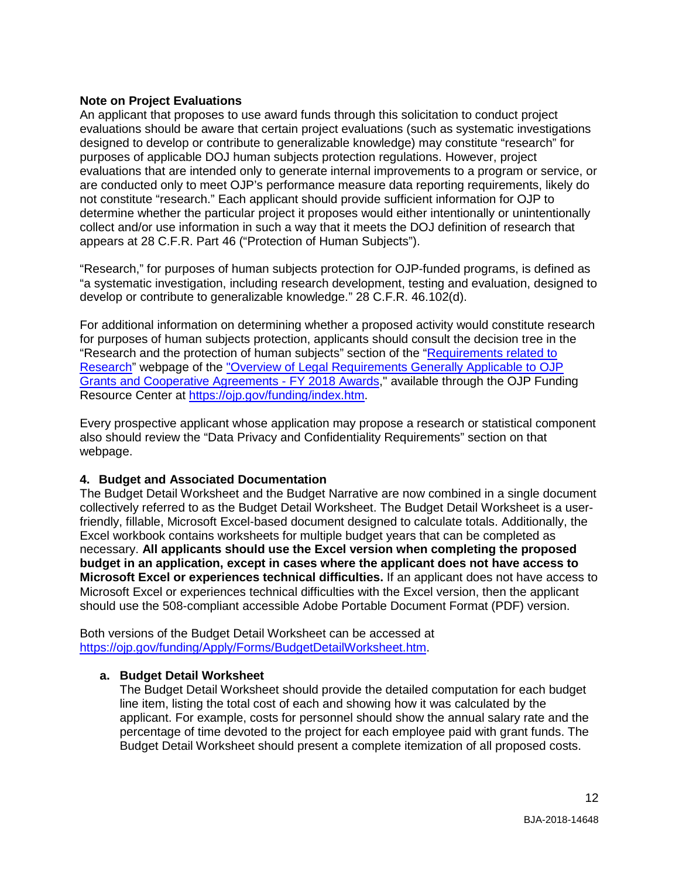**Note on Project Evaluations**

An applicant that proposes to use award funds through this solicitation to conduct project evaluations should be aware that certain project evaluations (such as systematic investigations designed to develop or contribute to generalizable knowledge) may constitute "research" for purposes of applicable DOJ human subjects protection regulations. However, project evaluations that are intended only to generate internal improvements to a program or service, or are conducted only to meet OJP's performance measure data reporting requirements, likely do not constitute "research." Each applicant should provide sufficient information for OJP to determine whether the particular project it proposes would either intentionally or unintentionally collect and/or use information in such a way that it meets the DOJ definition of research that appears at 28 C.F.R. Part 46 ("Protection of Human Subjects").

"Research," for purposes of human subjects protection for OJP-funded programs, is defined as "a systematic investigation, including research development, testing and evaluation, designed to develop or contribute to generalizable knowledge." 28 C.F.R. 46.102(d).

For additional information on determining whether a proposed activity would constitute research for purposes of human subjects protection, applicants should consult the decision tree in the "Research and the protection of human subjects" section of the "[Requirements related to Research](https://ojp.gov/funding/index.htm)" webpage of the "[Overview of Legal Requirements Generally Applicable to OJP Grants and Cooperative Agreements - FY 2018 Awards](https://ojp.gov/funding/index.htm)," available through the OJP Funding Resource Center at [https://ojp.gov/funding/index.htm](https://ojp.gov/funding/index.htm).

Every prospective applicant whose application may propose a research or statistical component also should review the "Data Privacy and Confidentiality Requirements" section on that webpage.

### 4. Budget and Associated Documentation

The Budget Detail Worksheet and the Budget Narrative are now combined in a single document collectively referred to as the Budget Detail Worksheet. The Budget Detail Worksheet is a user-friendly, fillable, Microsoft Excel-based document designed to calculate totals. Additionally, the Excel workbook contains worksheets for multiple budget years that can be completed as necessary. **All applicants should use the Excel version when completing the proposed budget in an application, except in cases where the applicant does not have access to Microsoft Excel or experiences technical difficulties.** If an applicant does not have access to Microsoft Excel or experiences technical difficulties with the Excel version, then the applicant should use the 508-compliant accessible Adobe Portable Document Format (PDF) version.

Both versions of the Budget Detail Worksheet can be accessed at [https://ojp.gov/funding/Apply/Forms/BudgetDetailWorksheet.htm](https://ojp.gov/funding/Apply/Forms/BudgetDetailWorksheet.htm).

#### a. Budget Detail Worksheet

The Budget Detail Worksheet should provide the detailed computation for each budget line item, listing the total cost of each and showing how it was calculated by the applicant. For example, costs for personnel should show the annual salary rate and the percentage of time devoted to the project for each employee paid with grant funds. The Budget Detail Worksheet should present a complete itemization of all proposed costs.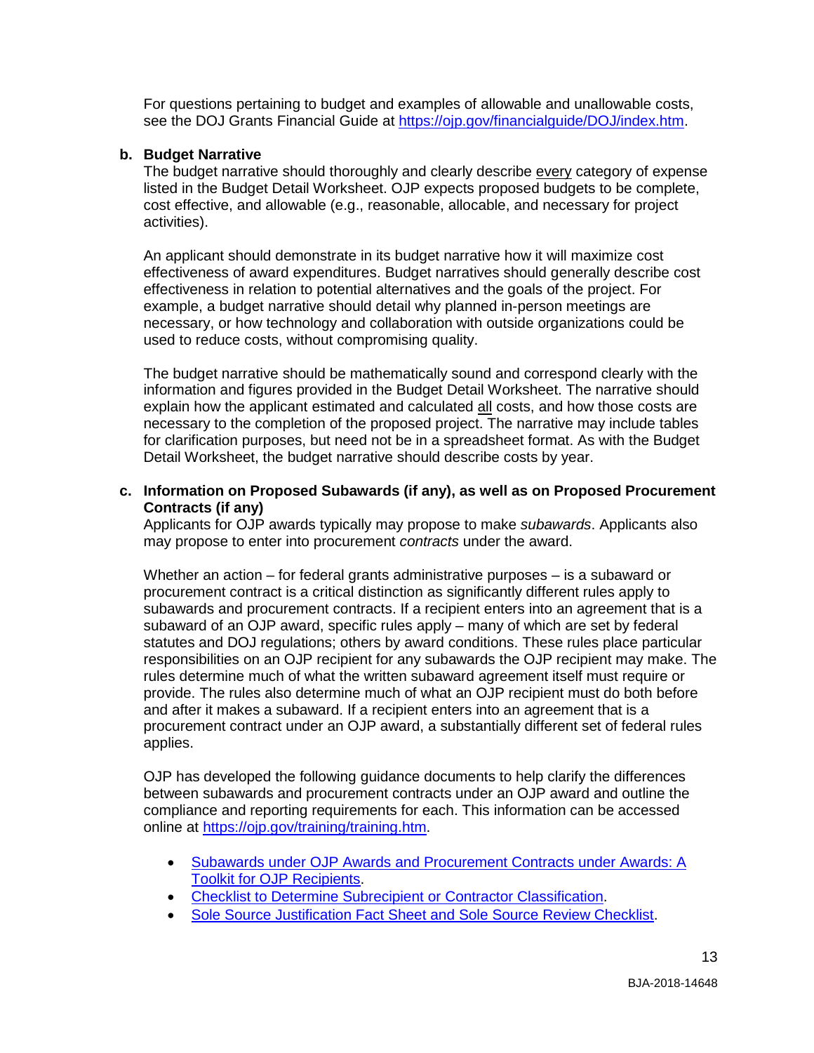For questions pertaining to budget and examples of allowable and unallowable costs, see the DOJ Grants Financial Guide at https://ojp.gov/financialguide/DOJ/index.htm.

**b. Budget Narrative**

The budget narrative should thoroughly and clearly describe every category of expense listed in the Budget Detail Worksheet. OJP expects proposed budgets to be complete, cost effective, and allowable (e.g., reasonable, allocable, and necessary for project activities).

An applicant should demonstrate in its budget narrative how it will maximize cost effectiveness of award expenditures. Budget narratives should generally describe cost effectiveness in relation to potential alternatives and the goals of the project. For example, a budget narrative should detail why planned in-person meetings are necessary, or how technology and collaboration with outside organizations could be used to reduce costs, without compromising quality.

The budget narrative should be mathematically sound and correspond clearly with the information and figures provided in the Budget Detail Worksheet. The narrative should explain how the applicant estimated and calculated all costs, and how those costs are necessary to the completion of the proposed project. The narrative may include tables for clarification purposes, but need not be in a spreadsheet format. As with the Budget Detail Worksheet, the budget narrative should describe costs by year.

**c. Information on Proposed Subawards (if any), as well as on Proposed Procurement Contracts (if any)**

Applicants for OJP awards typically may propose to make *subawards*. Applicants also may propose to enter into procurement *contracts* under the award.

Whether an action – for federal grants administrative purposes – is a subaward or procurement contract is a critical distinction as significantly different rules apply to subawards and procurement contracts. If a recipient enters into an agreement that is a subaward of an OJP award, specific rules apply – many of which are set by federal statutes and DOJ regulations; others by award conditions. These rules place particular responsibilities on an OJP recipient for any subawards the OJP recipient may make. The rules determine much of what the written subaward agreement itself must require or provide. The rules also determine much of what an OJP recipient must do both before and after it makes a subaward. If a recipient enters into an agreement that is a procurement contract under an OJP award, a substantially different set of federal rules applies.

OJP has developed the following guidance documents to help clarify the differences between subawards and procurement contracts under an OJP award and outline the compliance and reporting requirements for each. This information can be accessed online at https://ojp.gov/training/training.htm.

- Subawards under OJP Awards and Procurement Contracts under Awards: A Toolkit for OJP Recipients.
- Checklist to Determine Subrecipient or Contractor Classification.
- Sole Source Justification Fact Sheet and Sole Source Review Checklist.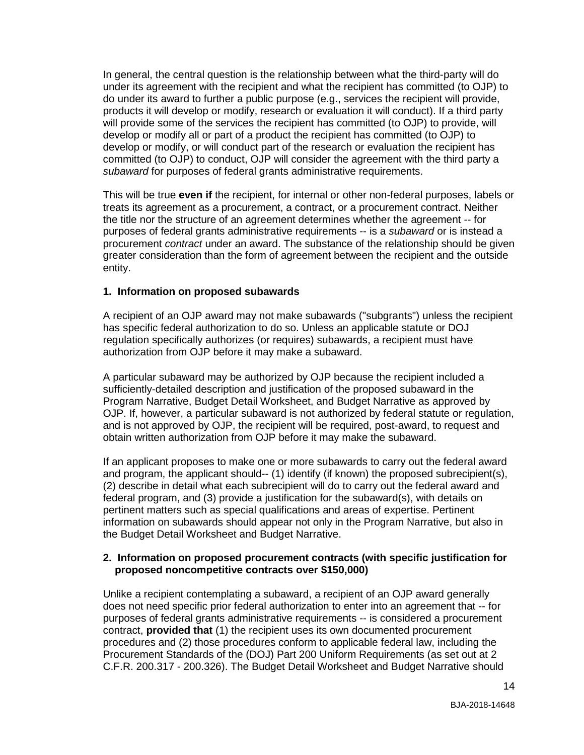In general, the central question is the relationship between what the third-party will do under its agreement with the recipient and what the recipient has committed (to OJP) to do under its award to further a public purpose (e.g., services the recipient will provide, products it will develop or modify, research or evaluation it will conduct). If a third party will provide some of the services the recipient has committed (to OJP) to provide, will develop or modify all or part of a product the recipient has committed (to OJP) to develop or modify, or will conduct part of the research or evaluation the recipient has committed (to OJP) to conduct, OJP will consider the agreement with the third party a *subaward* for purposes of federal grants administrative requirements.

This will be true **even if** the recipient, for internal or other non-federal purposes, labels or treats its agreement as a procurement, a contract, or a procurement contract. Neither the title nor the structure of an agreement determines whether the agreement -- for purposes of federal grants administrative requirements -- is a *subaward* or is instead a procurement *contract* under an award. The substance of the relationship should be given greater consideration than the form of agreement between the recipient and the outside entity.

### 1. Information on proposed subawards

A recipient of an OJP award may not make subawards ("subgrants") unless the recipient has specific federal authorization to do so. Unless an applicable statute or DOJ regulation specifically authorizes (or requires) subawards, a recipient must have authorization from OJP before it may make a subaward.

A particular subaward may be authorized by OJP because the recipient included a sufficiently-detailed description and justification of the proposed subaward in the Program Narrative, Budget Detail Worksheet, and Budget Narrative as approved by OJP. If, however, a particular subaward is not authorized by federal statute or regulation, and is not approved by OJP, the recipient will be required, post-award, to request and obtain written authorization from OJP before it may make the subaward.

If an applicant proposes to make one or more subawards to carry out the federal award and program, the applicant should-- (1) identify (if known) the proposed subrecipient(s), (2) describe in detail what each subrecipient will do to carry out the federal award and federal program, and (3) provide a justification for the subaward(s), with details on pertinent matters such as special qualifications and areas of expertise. Pertinent information on subawards should appear not only in the Program Narrative, but also in the Budget Detail Worksheet and Budget Narrative.

### 2. Information on proposed procurement contracts (with specific justification for proposed noncompetitive contracts over $150,000)

Unlike a recipient contemplating a subaward, a recipient of an OJP award generally does not need specific prior federal authorization to enter into an agreement that -- for purposes of federal grants administrative requirements -- is considered a procurement contract, **provided that** (1) the recipient uses its own documented procurement procedures and (2) those procedures conform to applicable federal law, including the Procurement Standards of the (DOJ) Part 200 Uniform Requirements (as set out at 2 C.F.R. 200.317 - 200.326). The Budget Detail Worksheet and Budget Narrative should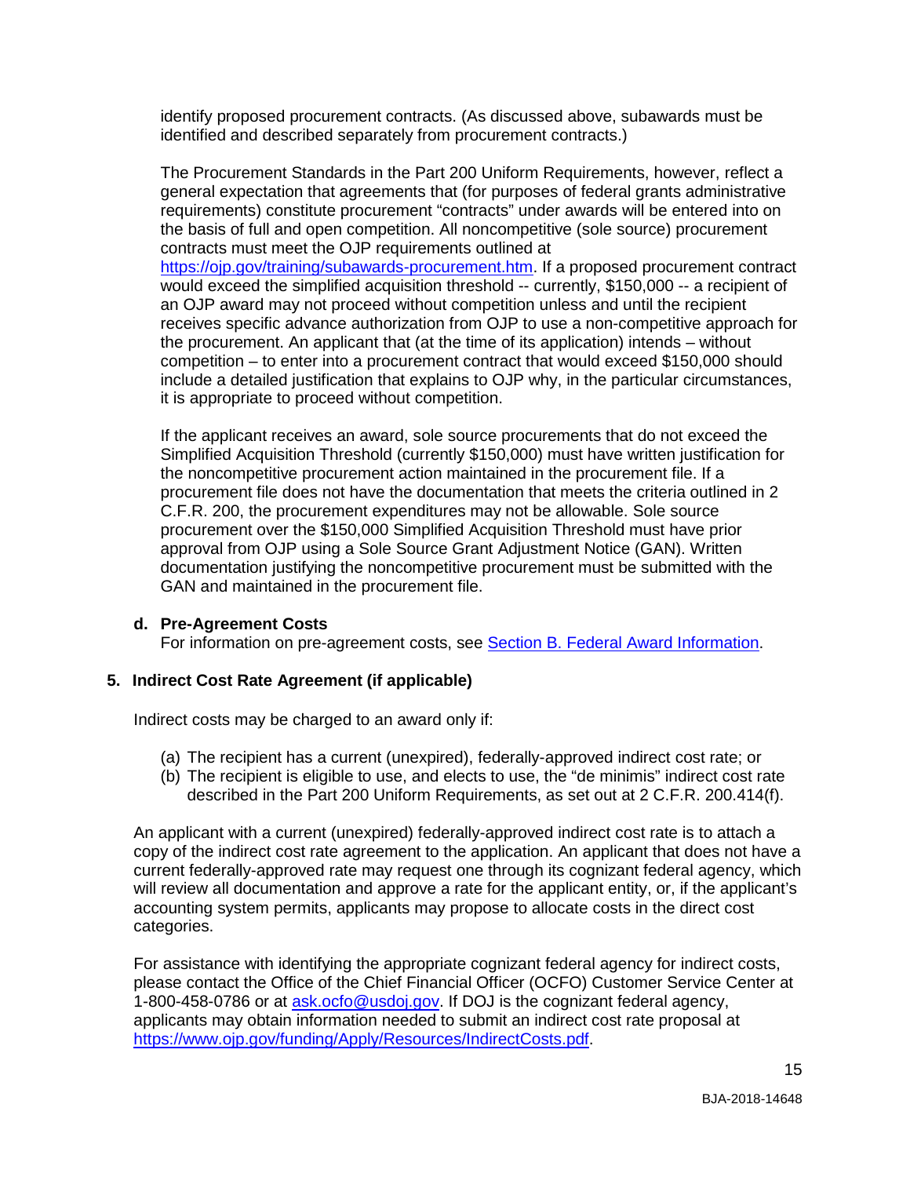identify proposed procurement contracts. (As discussed above, subawards must be identified and described separately from procurement contracts.)

The Procurement Standards in the Part 200 Uniform Requirements, however, reflect a general expectation that agreements that (for purposes of federal grants administrative requirements) constitute procurement "contracts" under awards will be entered into on the basis of full and open competition. All noncompetitive (sole source) procurement contracts must meet the OJP requirements outlined at [https://ojp.gov/training/subawards-procurement.htm](https://ojp.gov/training/subawards-procurement.htm). If a proposed procurement contract would exceed the simplified acquisition threshold -- currently, $150,000 -- a recipient of an OJP award may not proceed without competition unless and until the recipient receives specific advance authorization from OJP to use a non-competitive approach for the procurement. An applicant that (at the time of its application) intends – without competition – to enter into a procurement contract that would exceed $150,000 should include a detailed justification that explains to OJP why, in the particular circumstances, it is appropriate to proceed without competition.

If the applicant receives an award, sole source procurements that do not exceed the Simplified Acquisition Threshold (currently $150,000) must have written justification for the noncompetitive procurement action maintained in the procurement file. If a procurement file does not have the documentation that meets the criteria outlined in 2 C.F.R. 200, the procurement expenditures may not be allowable. Sole source procurement over the $150,000 Simplified Acquisition Threshold must have prior approval from OJP using a Sole Source Grant Adjustment Notice (GAN). Written documentation justifying the noncompetitive procurement must be submitted with the GAN and maintained in the procurement file.

**d. Pre-Agreement Costs**

For information on pre-agreement costs, see Section B. Federal Award Information.

**5. Indirect Cost Rate Agreement (if applicable)**

Indirect costs may be charged to an award only if:

(a) The recipient has a current (unexpired), federally-approved indirect cost rate; or
(b) The recipient is eligible to use, and elects to use, the "de minimis" indirect cost rate described in the Part 200 Uniform Requirements, as set out at 2 C.F.R. 200.414(f).

An applicant with a current (unexpired) federally-approved indirect cost rate is to attach a copy of the indirect cost rate agreement to the application. An applicant that does not have a current federally-approved rate may request one through its cognizant federal agency, which will review all documentation and approve a rate for the applicant entity, or, if the applicant's accounting system permits, applicants may propose to allocate costs in the direct cost categories.

For assistance with identifying the appropriate cognizant federal agency for indirect costs, please contact the Office of the Chief Financial Officer (OCFO) Customer Service Center at 1-800-458-0786 or at [ask.ocfo@usdoj.gov](mailto:ask.ocfo@usdoj.gov). If DOJ is the cognizant federal agency, applicants may obtain information needed to submit an indirect cost rate proposal at [https://www.ojp.gov/funding/Apply/Resources/IndirectCosts.pdf](https://www.ojp.gov/funding/Apply/Resources/IndirectCosts.pdf).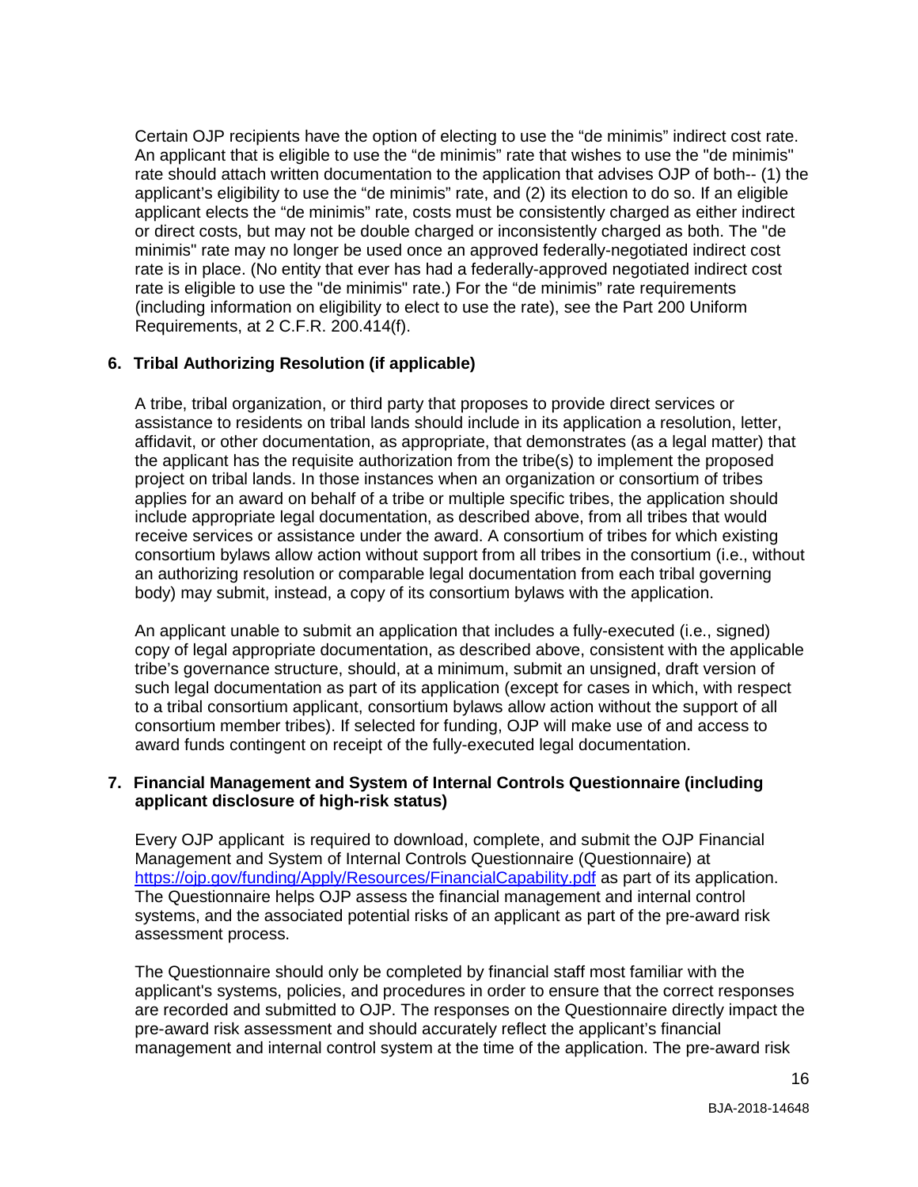Certain OJP recipients have the option of electing to use the "de minimis" indirect cost rate. An applicant that is eligible to use the "de minimis" rate that wishes to use the "de minimis" rate should attach written documentation to the application that advises OJP of both-- (1) the applicant's eligibility to use the "de minimis" rate, and (2) its election to do so. If an eligible applicant elects the "de minimis" rate, costs must be consistently charged as either indirect or direct costs, but may not be double charged or inconsistently charged as both. The "de minimis" rate may no longer be used once an approved federally-negotiated indirect cost rate is in place. (No entity that ever has had a federally-approved negotiated indirect cost rate is eligible to use the "de minimis" rate.) For the "de minimis" rate requirements (including information on eligibility to elect to use the rate), see the Part 200 Uniform Requirements, at 2 C.F.R. 200.414(f).

### 6. Tribal Authorizing Resolution (if applicable)

A tribe, tribal organization, or third party that proposes to provide direct services or assistance to residents on tribal lands should include in its application a resolution, letter, affidavit, or other documentation, as appropriate, that demonstrates (as a legal matter) that the applicant has the requisite authorization from the tribe(s) to implement the proposed project on tribal lands. In those instances when an organization or consortium of tribes applies for an award on behalf of a tribe or multiple specific tribes, the application should include appropriate legal documentation, as described above, from all tribes that would receive services or assistance under the award. A consortium of tribes for which existing consortium bylaws allow action without support from all tribes in the consortium (i.e., without an authorizing resolution or comparable legal documentation from each tribal governing body) may submit, instead, a copy of its consortium bylaws with the application.

An applicant unable to submit an application that includes a fully-executed (i.e., signed) copy of legal appropriate documentation, as described above, consistent with the applicable tribe's governance structure, should, at a minimum, submit an unsigned, draft version of such legal documentation as part of its application (except for cases in which, with respect to a tribal consortium applicant, consortium bylaws allow action without the support of all consortium member tribes). If selected for funding, OJP will make use of and access to award funds contingent on receipt of the fully-executed legal documentation.

### 7. Financial Management and System of Internal Controls Questionnaire (including applicant disclosure of high-risk status)

Every OJP applicant is required to download, complete, and submit the OJP Financial Management and System of Internal Controls Questionnaire (Questionnaire) at https://ojp.gov/funding/Apply/Resources/FinancialCapability.pdf as part of its application. The Questionnaire helps OJP assess the financial management and internal control systems, and the associated potential risks of an applicant as part of the pre-award risk assessment process.

The Questionnaire should only be completed by financial staff most familiar with the applicant's systems, policies, and procedures in order to ensure that the correct responses are recorded and submitted to OJP. The responses on the Questionnaire directly impact the pre-award risk assessment and should accurately reflect the applicant's financial management and internal control system at the time of the application. The pre-award risk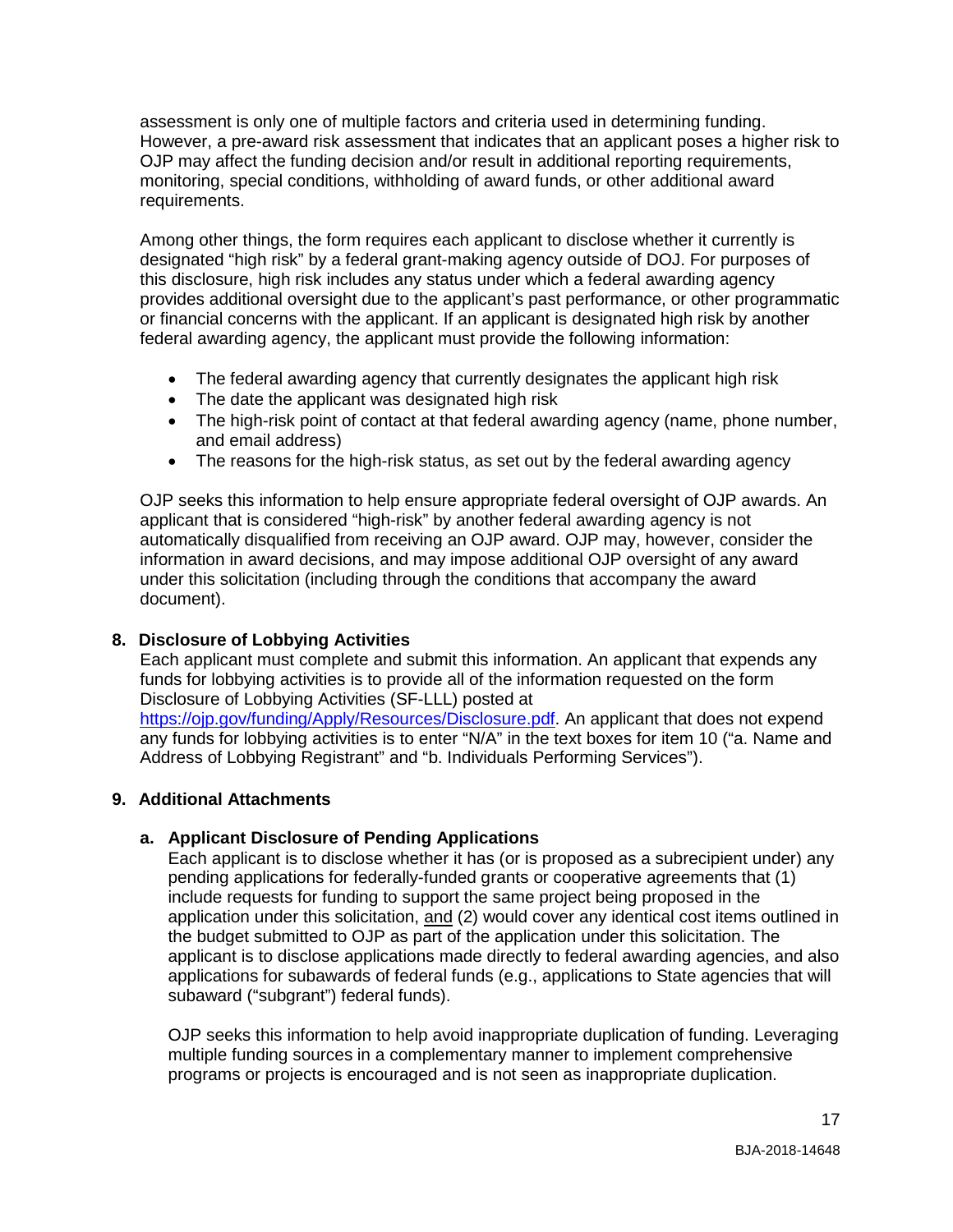assessment is only one of multiple factors and criteria used in determining funding. However, a pre-award risk assessment that indicates that an applicant poses a higher risk to OJP may affect the funding decision and/or result in additional reporting requirements, monitoring, special conditions, withholding of award funds, or other additional award requirements.

Among other things, the form requires each applicant to disclose whether it currently is designated "high risk" by a federal grant-making agency outside of DOJ. For purposes of this disclosure, high risk includes any status under which a federal awarding agency provides additional oversight due to the applicant's past performance, or other programmatic or financial concerns with the applicant. If an applicant is designated high risk by another federal awarding agency, the applicant must provide the following information:

- The federal awarding agency that currently designates the applicant high risk
- The date the applicant was designated high risk
- The high-risk point of contact at that federal awarding agency (name, phone number, and email address)
- The reasons for the high-risk status, as set out by the federal awarding agency

OJP seeks this information to help ensure appropriate federal oversight of OJP awards. An applicant that is considered "high-risk" by another federal awarding agency is not automatically disqualified from receiving an OJP award. OJP may, however, consider the information in award decisions, and may impose additional OJP oversight of any award under this solicitation (including through the conditions that accompany the award document).

**8. Disclosure of Lobbying Activities**

Each applicant must complete and submit this information. An applicant that expends any funds for lobbying activities is to provide all of the information requested on the form Disclosure of Lobbying Activities (SF-LLL) posted at https://ojp.gov/funding/Apply/Resources/Disclosure.pdf. An applicant that does not expend any funds for lobbying activities is to enter "N/A" in the text boxes for item 10 ("a. Name and Address of Lobbying Registrant" and "b. Individuals Performing Services").

**9. Additional Attachments**

**a. Applicant Disclosure of Pending Applications**

Each applicant is to disclose whether it has (or is proposed as a subrecipient under) any pending applications for federally-funded grants or cooperative agreements that (1) include requests for funding to support the same project being proposed in the application under this solicitation, and (2) would cover any identical cost items outlined in the budget submitted to OJP as part of the application under this solicitation. The applicant is to disclose applications made directly to federal awarding agencies, and also applications for subawards of federal funds (e.g., applications to State agencies that will subaward ("subgrant") federal funds).

OJP seeks this information to help avoid inappropriate duplication of funding. Leveraging multiple funding sources in a complementary manner to implement comprehensive programs or projects is encouraged and is not seen as inappropriate duplication.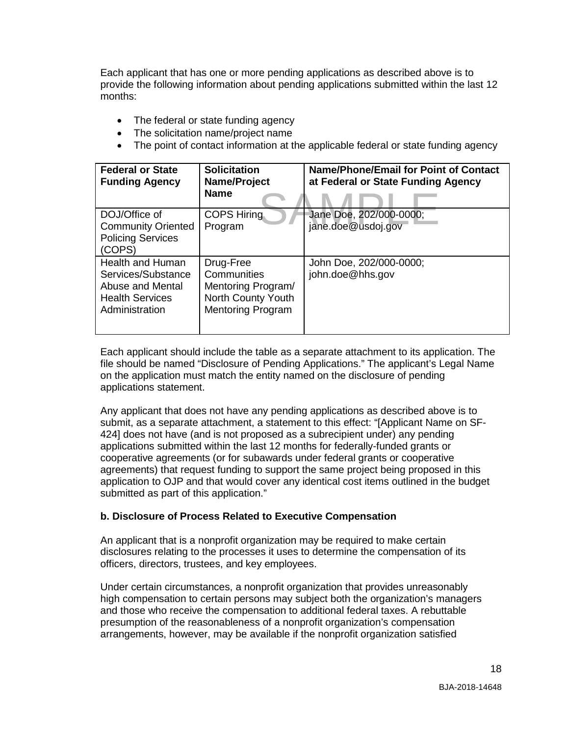Each applicant that has one or more pending applications as described above is to provide the following information about pending applications submitted within the last 12 months:

- The federal or state funding agency
- The solicitation name/project name
- The point of contact information at the applicable federal or state funding agency

| Federal or State Funding Agency | Solicitation Name/Project Name | Name/Phone/Email for Point of Contact at Federal or State Funding Agency |
|---|---|---|
| DOJ/Office of Community Oriented Policing Services (COPS) | COPS Hiring Program | Jane Doe, 202/000-0000; jane.doe@usdoj.gov |
| Health and Human Services/Substance Abuse and Mental Health Services Administration | Drug-Free Communities Mentoring Program/ North County Youth Mentoring Program | John Doe, 202/000-0000; john.doe@hhs.gov |

Each applicant should include the table as a separate attachment to its application. The file should be named “Disclosure of Pending Applications.” The applicant’s Legal Name on the application must match the entity named on the disclosure of pending applications statement.

Any applicant that does not have any pending applications as described above is to submit, as a separate attachment, a statement to this effect: “[Applicant Name on SF-424] does not have (and is not proposed as a subrecipient under) any pending applications submitted within the last 12 months for federally-funded grants or cooperative agreements (or for subawards under federal grants or cooperative agreements) that request funding to support the same project being proposed in this application to OJP and that would cover any identical cost items outlined in the budget submitted as part of this application.”

**b. Disclosure of Process Related to Executive Compensation**

An applicant that is a nonprofit organization may be required to make certain disclosures relating to the processes it uses to determine the compensation of its officers, directors, trustees, and key employees.

Under certain circumstances, a nonprofit organization that provides unreasonably high compensation to certain persons may subject both the organization’s managers and those who receive the compensation to additional federal taxes. A rebuttable presumption of the reasonableness of a nonprofit organization’s compensation arrangements, however, may be available if the nonprofit organization satisfied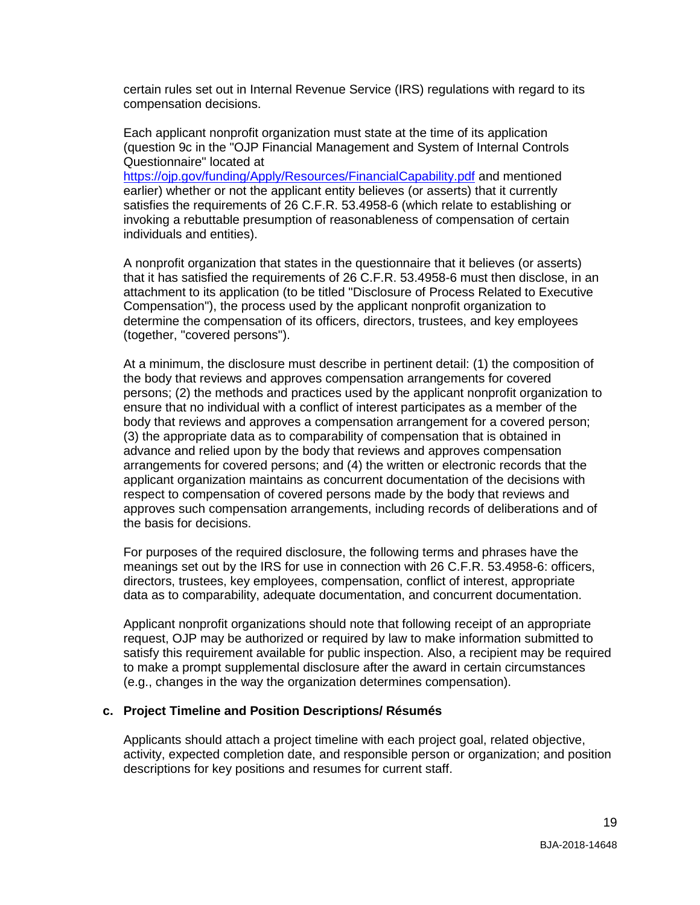certain rules set out in Internal Revenue Service (IRS) regulations with regard to its compensation decisions.

Each applicant nonprofit organization must state at the time of its application (question 9c in the "OJP Financial Management and System of Internal Controls Questionnaire" located at https://ojp.gov/funding/Apply/Resources/FinancialCapability.pdf and mentioned earlier) whether or not the applicant entity believes (or asserts) that it currently satisfies the requirements of 26 C.F.R. 53.4958-6 (which relate to establishing or invoking a rebuttable presumption of reasonableness of compensation of certain individuals and entities).

A nonprofit organization that states in the questionnaire that it believes (or asserts) that it has satisfied the requirements of 26 C.F.R. 53.4958-6 must then disclose, in an attachment to its application (to be titled "Disclosure of Process Related to Executive Compensation"), the process used by the applicant nonprofit organization to determine the compensation of its officers, directors, trustees, and key employees (together, "covered persons").

At a minimum, the disclosure must describe in pertinent detail: (1) the composition of the body that reviews and approves compensation arrangements for covered persons; (2) the methods and practices used by the applicant nonprofit organization to ensure that no individual with a conflict of interest participates as a member of the body that reviews and approves a compensation arrangement for a covered person; (3) the appropriate data as to comparability of compensation that is obtained in advance and relied upon by the body that reviews and approves compensation arrangements for covered persons; and (4) the written or electronic records that the applicant organization maintains as concurrent documentation of the decisions with respect to compensation of covered persons made by the body that reviews and approves such compensation arrangements, including records of deliberations and of the basis for decisions.

For purposes of the required disclosure, the following terms and phrases have the meanings set out by the IRS for use in connection with 26 C.F.R. 53.4958-6: officers, directors, trustees, key employees, compensation, conflict of interest, appropriate data as to comparability, adequate documentation, and concurrent documentation.

Applicant nonprofit organizations should note that following receipt of an appropriate request, OJP may be authorized or required by law to make information submitted to satisfy this requirement available for public inspection. Also, a recipient may be required to make a prompt supplemental disclosure after the award in certain circumstances (e.g., changes in the way the organization determines compensation).

**c. Project Timeline and Position Descriptions/ Résumés**

Applicants should attach a project timeline with each project goal, related objective, activity, expected completion date, and responsible person or organization; and position descriptions for key positions and resumes for current staff.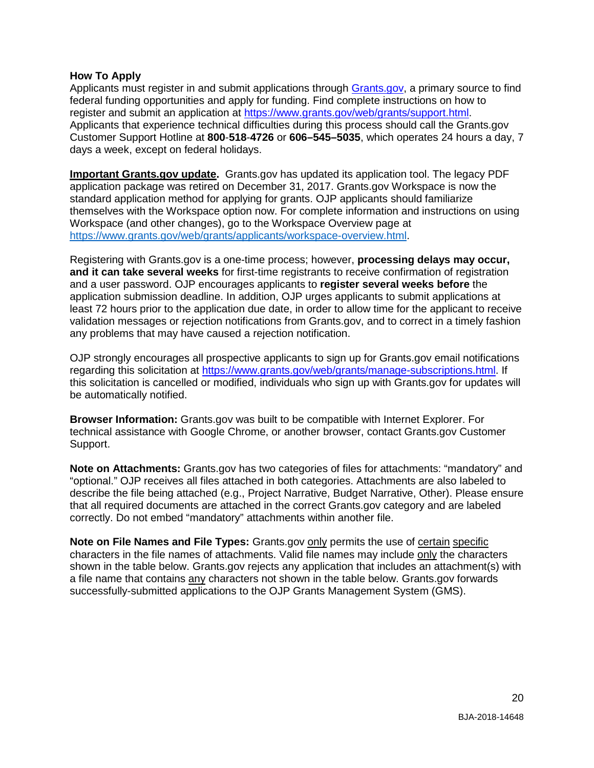**How To Apply**

Applicants must register in and submit applications through [Grants.gov](https://www.grants.gov), a primary source to find federal funding opportunities and apply for funding. Find complete instructions on how to register and submit an application at [https://www.grants.gov/web/grants/support.html](https://www.grants.gov/web/grants/support.html). Applicants that experience technical difficulties during this process should call the Grants.gov Customer Support Hotline at **800**-**518**-**4726** or **606–545–5035**, which operates 24 hours a day, 7 days a week, except on federal holidays.

**Important Grants.gov update.** Grants.gov has updated its application tool. The legacy PDF application package was retired on December 31, 2017. Grants.gov Workspace is now the standard application method for applying for grants. OJP applicants should familiarize themselves with the Workspace option now. For complete information and instructions on using Workspace (and other changes), go to the Workspace Overview page at [https://www.grants.gov/web/grants/applicants/workspace-overview.html](https://www.grants.gov/web/grants/applicants/workspace-overview.html).

Registering with Grants.gov is a one-time process; however, **processing delays may occur, and it can take several weeks** for first-time registrants to receive confirmation of registration and a user password. OJP encourages applicants to **register several weeks before** the application submission deadline. In addition, OJP urges applicants to submit applications at least 72 hours prior to the application due date, in order to allow time for the applicant to receive validation messages or rejection notifications from Grants.gov, and to correct in a timely fashion any problems that may have caused a rejection notification.

OJP strongly encourages all prospective applicants to sign up for Grants.gov email notifications regarding this solicitation at [https://www.grants.gov/web/grants/manage-subscriptions.html](https://www.grants.gov/web/grants/manage-subscriptions.html). If this solicitation is cancelled or modified, individuals who sign up with Grants.gov for updates will be automatically notified.

**Browser Information:** Grants.gov was built to be compatible with Internet Explorer. For technical assistance with Google Chrome, or another browser, contact Grants.gov Customer Support.

**Note on Attachments:** Grants.gov has two categories of files for attachments: "mandatory" and "optional." OJP receives all files attached in both categories. Attachments are also labeled to describe the file being attached (e.g., Project Narrative, Budget Narrative, Other). Please ensure that all required documents are attached in the correct Grants.gov category and are labeled correctly. Do not embed "mandatory" attachments within another file.

**Note on File Names and File Types:** Grants.gov only permits the use of certain specific characters in the file names of attachments. Valid file names may include only the characters shown in the table below. Grants.gov rejects any application that includes an attachment(s) with a file name that contains any characters not shown in the table below. Grants.gov forwards successfully-submitted applications to the OJP Grants Management System (GMS).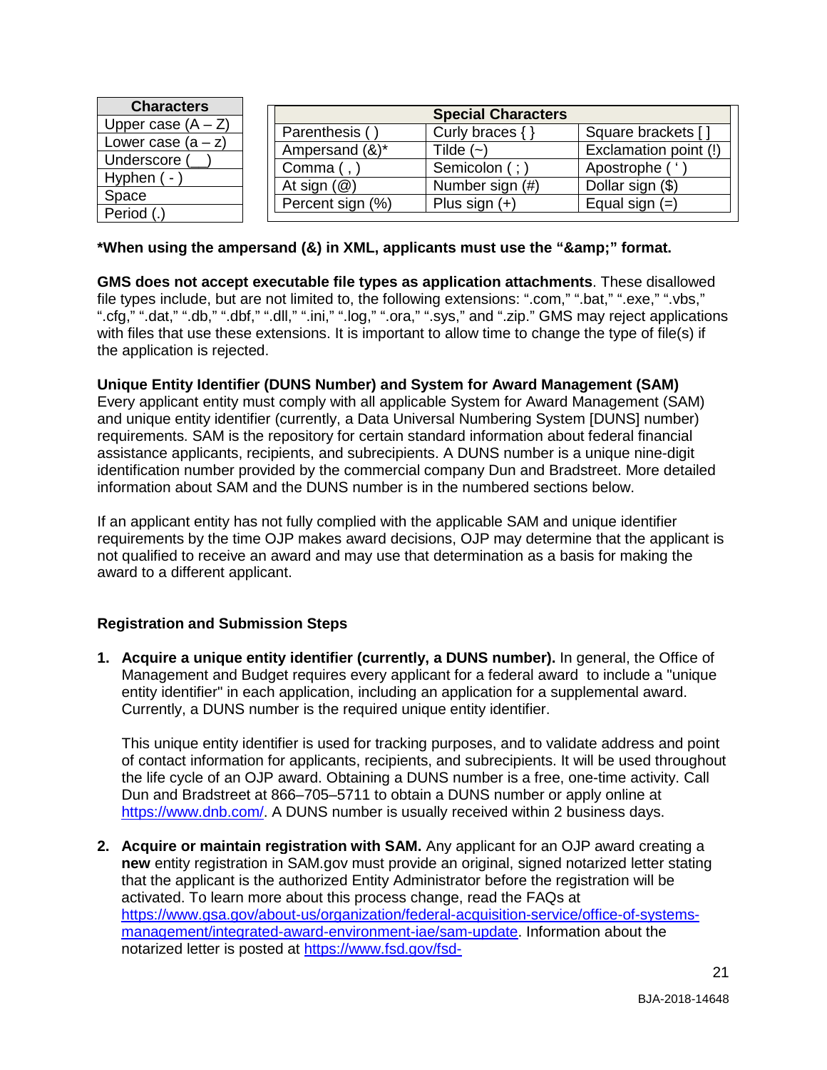| Characters |
| --- |
| Upper case (A – Z) |
| Lower case (a – z) |
| Underscore (__) |
| Hyphen ( - ) |
| Space |
| Period (.) |

| Special Characters | | |
| --- | --- | --- |
| Parenthesis ( ) | Curly braces { } | Square brackets [ ] |
| Ampersand (&)* | Tilde (~) | Exclamation point (!) |
| Comma ( , ) | Semicolon ( ; ) | Apostrophe ( ' ) |
| At sign (@) | Number sign (#) | Dollar sign ($) |
| Percent sign (%) | Plus sign (+) | Equal sign (=) |

**\*When using the ampersand (&) in XML, applicants must use the "&amp;" format.**

**GMS does not accept executable file types as application attachments**. These disallowed file types include, but are not limited to, the following extensions: ".com," ".bat," ".exe," ".vbs," ".cfg," ".dat," ".db," ".dbf," ".dll," ".ini," ".log," ".ora," ".sys," and ".zip." GMS may reject applications with files that use these extensions. It is important to allow time to change the type of file(s) if the application is rejected.

**Unique Entity Identifier (DUNS Number) and System for Award Management (SAM)**
Every applicant entity must comply with all applicable System for Award Management (SAM) and unique entity identifier (currently, a Data Universal Numbering System [DUNS] number) requirements. SAM is the repository for certain standard information about federal financial assistance applicants, recipients, and subrecipients. A DUNS number is a unique nine-digit identification number provided by the commercial company Dun and Bradstreet. More detailed information about SAM and the DUNS number is in the numbered sections below.

If an applicant entity has not fully complied with the applicable SAM and unique identifier requirements by the time OJP makes award decisions, OJP may determine that the applicant is not qualified to receive an award and may use that determination as a basis for making the award to a different applicant.

**Registration and Submission Steps**

1. **Acquire a unique entity identifier (currently, a DUNS number).** In general, the Office of Management and Budget requires every applicant for a federal award to include a "unique entity identifier" in each application, including an application for a supplemental award. Currently, a DUNS number is the required unique entity identifier.

   This unique entity identifier is used for tracking purposes, and to validate address and point of contact information for applicants, recipients, and subrecipients. It will be used throughout the life cycle of an OJP award. Obtaining a DUNS number is a free, one-time activity. Call Dun and Bradstreet at 866–705–5711 to obtain a DUNS number or apply online at https://www.dnb.com/. A DUNS number is usually received within 2 business days.

2. **Acquire or maintain registration with SAM.** Any applicant for an OJP award creating a **new** entity registration in SAM.gov must provide an original, signed notarized letter stating that the applicant is the authorized Entity Administrator before the registration will be activated. To learn more about this process change, read the FAQs at https://www.gsa.gov/about-us/organization/federal-acquisition-service/office-of-systems-management/integrated-award-environment-iae/sam-update. Information about the notarized letter is posted at https://www.fsd.gov/fsd-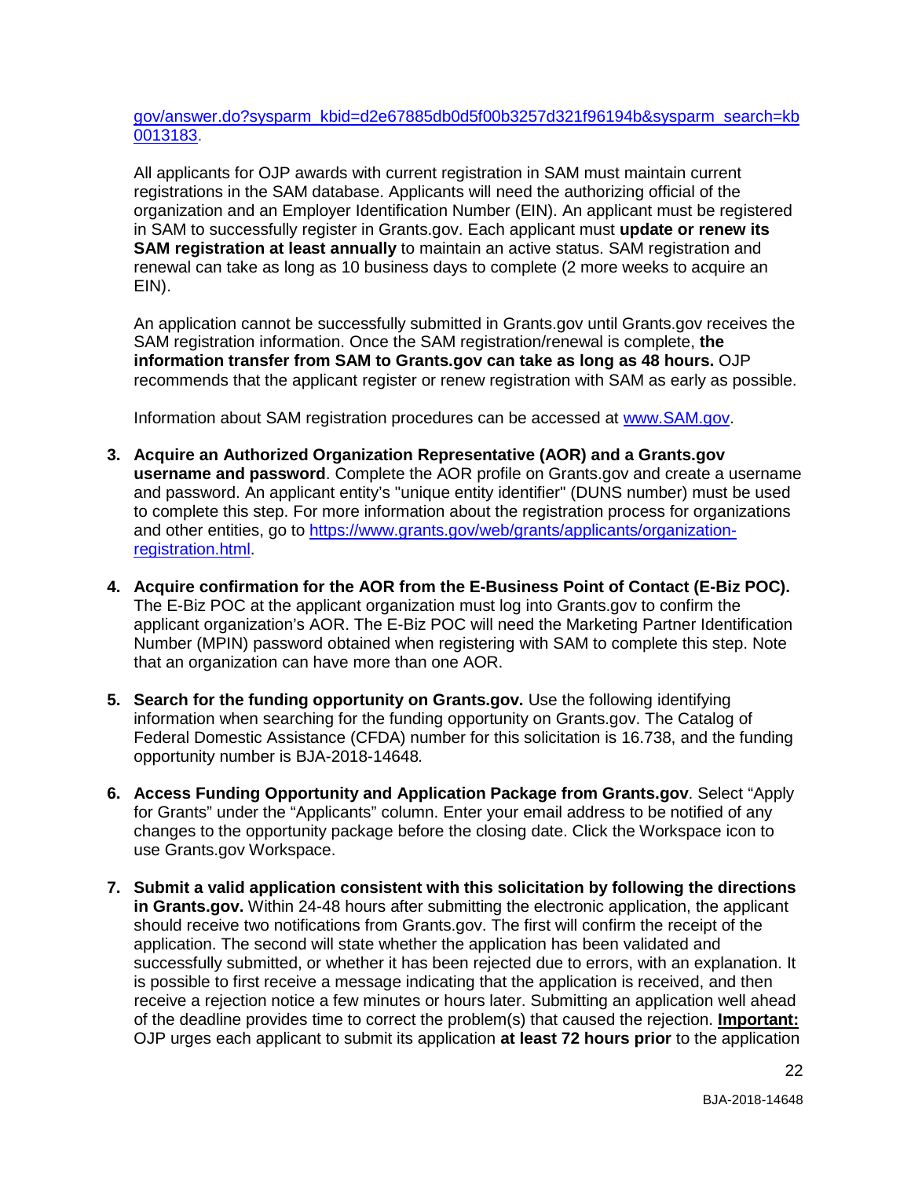gov/answer.do?sysparm_kbid=d2e67885db0d5f00b3257d321f96194b&sysparm_search=kb0013183.

All applicants for OJP awards with current registration in SAM must maintain current registrations in the SAM database. Applicants will need the authorizing official of the organization and an Employer Identification Number (EIN). An applicant must be registered in SAM to successfully register in Grants.gov. Each applicant must **update or renew its SAM registration at least annually** to maintain an active status. SAM registration and renewal can take as long as 10 business days to complete (2 more weeks to acquire an EIN).

An application cannot be successfully submitted in Grants.gov until Grants.gov receives the SAM registration information. Once the SAM registration/renewal is complete, **the information transfer from SAM to Grants.gov can take as long as 48 hours.** OJP recommends that the applicant register or renew registration with SAM as early as possible.

Information about SAM registration procedures can be accessed at [www.SAM.gov](www.SAM.gov).

3. **Acquire an Authorized Organization Representative (AOR) and a Grants.gov username and password**. Complete the AOR profile on Grants.gov and create a username and password. An applicant entity's "unique entity identifier" (DUNS number) must be used to complete this step. For more information about the registration process for organizations and other entities, go to [https://www.grants.gov/web/grants/applicants/organization-registration.html](https://www.grants.gov/web/grants/applicants/organization-registration.html).

4. **Acquire confirmation for the AOR from the E-Business Point of Contact (E-Biz POC).** The E-Biz POC at the applicant organization must log into Grants.gov to confirm the applicant organization's AOR. The E-Biz POC will need the Marketing Partner Identification Number (MPIN) password obtained when registering with SAM to complete this step. Note that an organization can have more than one AOR.

5. **Search for the funding opportunity on Grants.gov.** Use the following identifying information when searching for the funding opportunity on Grants.gov. The Catalog of Federal Domestic Assistance (CFDA) number for this solicitation is 16.738, and the funding opportunity number is BJA-2018-14648*.*

6. **Access Funding Opportunity and Application Package from Grants.gov**. Select "Apply for Grants" under the "Applicants" column. Enter your email address to be notified of any changes to the opportunity package before the closing date. Click the Workspace icon to use Grants.gov Workspace.

7. **Submit a valid application consistent with this solicitation by following the directions in Grants.gov.** Within 24-48 hours after submitting the electronic application, the applicant should receive two notifications from Grants.gov. The first will confirm the receipt of the application. The second will state whether the application has been validated and successfully submitted, or whether it has been rejected due to errors, with an explanation. It is possible to first receive a message indicating that the application is received, and then receive a rejection notice a few minutes or hours later. Submitting an application well ahead of the deadline provides time to correct the problem(s) that caused the rejection. **Important:** OJP urges each applicant to submit its application **at least 72 hours prior** to the application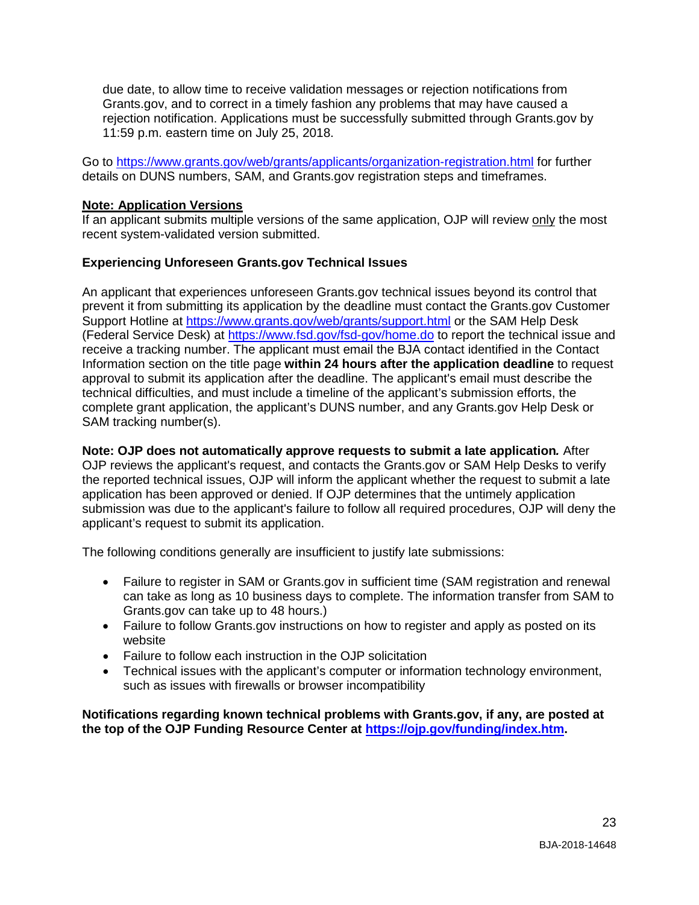due date, to allow time to receive validation messages or rejection notifications from Grants.gov, and to correct in a timely fashion any problems that may have caused a rejection notification. Applications must be successfully submitted through Grants.gov by 11:59 p.m. eastern time on July 25, 2018.

Go to https://www.grants.gov/web/grants/applicants/organization-registration.html for further details on DUNS numbers, SAM, and Grants.gov registration steps and timeframes.

**Note: Application Versions**
If an applicant submits multiple versions of the same application, OJP will review only the most recent system-validated version submitted.

**Experiencing Unforeseen Grants.gov Technical Issues**

An applicant that experiences unforeseen Grants.gov technical issues beyond its control that prevent it from submitting its application by the deadline must contact the Grants.gov Customer Support Hotline at https://www.grants.gov/web/grants/support.html or the SAM Help Desk (Federal Service Desk) at https://www.fsd.gov/fsd-gov/home.do to report the technical issue and receive a tracking number. The applicant must email the BJA contact identified in the Contact Information section on the title page **within 24 hours after the application deadline** to request approval to submit its application after the deadline. The applicant's email must describe the technical difficulties, and must include a timeline of the applicant's submission efforts, the complete grant application, the applicant's DUNS number, and any Grants.gov Help Desk or SAM tracking number(s).

**Note: OJP does not automatically approve requests to submit a late application.** After OJP reviews the applicant's request, and contacts the Grants.gov or SAM Help Desks to verify the reported technical issues, OJP will inform the applicant whether the request to submit a late application has been approved or denied. If OJP determines that the untimely application submission was due to the applicant's failure to follow all required procedures, OJP will deny the applicant's request to submit its application.

The following conditions generally are insufficient to justify late submissions:

- Failure to register in SAM or Grants.gov in sufficient time (SAM registration and renewal can take as long as 10 business days to complete. The information transfer from SAM to Grants.gov can take up to 48 hours.)
- Failure to follow Grants.gov instructions on how to register and apply as posted on its website
- Failure to follow each instruction in the OJP solicitation
- Technical issues with the applicant's computer or information technology environment, such as issues with firewalls or browser incompatibility

**Notifications regarding known technical problems with Grants.gov, if any, are posted at the top of the OJP Funding Resource Center at https://ojp.gov/funding/index.htm.**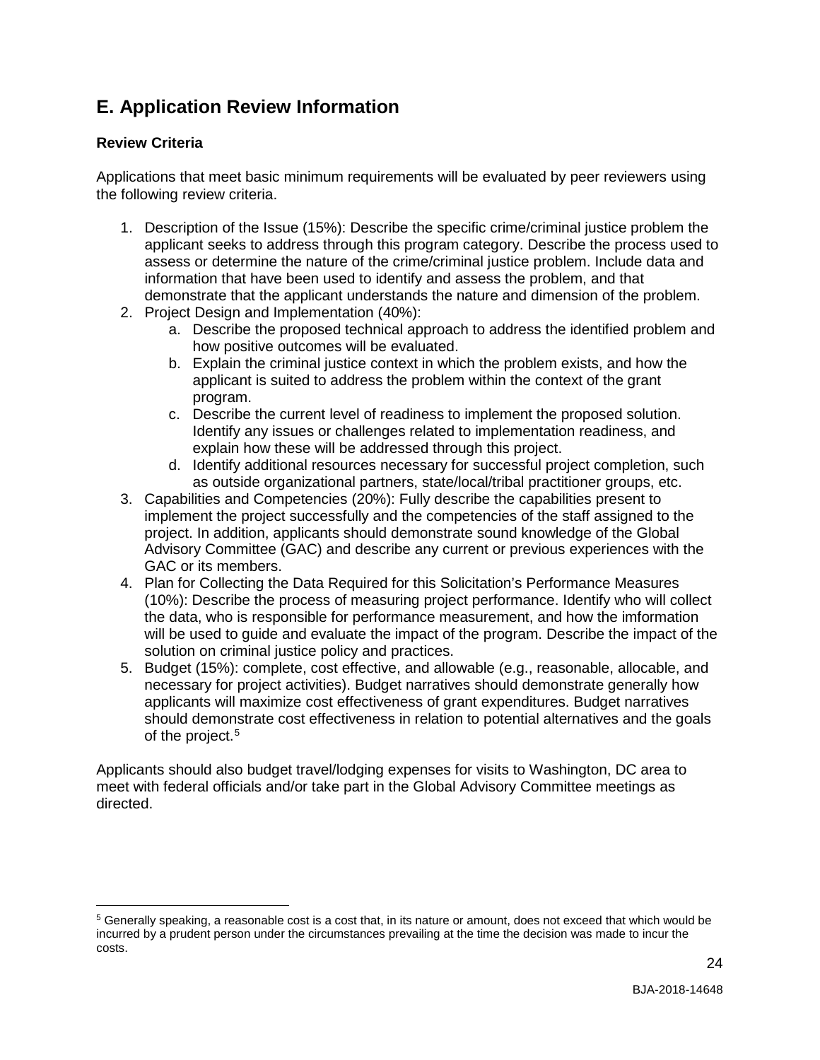## E. Application Review Information

### Review Criteria

Applications that meet basic minimum requirements will be evaluated by peer reviewers using the following review criteria.

1. Description of the Issue (15%): Describe the specific crime/criminal justice problem the applicant seeks to address through this program category. Describe the process used to assess or determine the nature of the crime/criminal justice problem. Include data and information that have been used to identify and assess the problem, and that demonstrate that the applicant understands the nature and dimension of the problem.
2. Project Design and Implementation (40%):
   a. Describe the proposed technical approach to address the identified problem and how positive outcomes will be evaluated.
   b. Explain the criminal justice context in which the problem exists, and how the applicant is suited to address the problem within the context of the grant program.
   c. Describe the current level of readiness to implement the proposed solution. Identify any issues or challenges related to implementation readiness, and explain how these will be addressed through this project.
   d. Identify additional resources necessary for successful project completion, such as outside organizational partners, state/local/tribal practitioner groups, etc.
3. Capabilities and Competencies (20%): Fully describe the capabilities present to implement the project successfully and the competencies of the staff assigned to the project. In addition, applicants should demonstrate sound knowledge of the Global Advisory Committee (GAC) and describe any current or previous experiences with the GAC or its members.
4. Plan for Collecting the Data Required for this Solicitation's Performance Measures (10%): Describe the process of measuring project performance. Identify who will collect the data, who is responsible for performance measurement, and how the imformation will be used to guide and evaluate the impact of the program. Describe the impact of the solution on criminal justice policy and practices.
5. Budget (15%): complete, cost effective, and allowable (e.g., reasonable, allocable, and necessary for project activities). Budget narratives should demonstrate generally how applicants will maximize cost effectiveness of grant expenditures. Budget narratives should demonstrate cost effectiveness in relation to potential alternatives and the goals of the project.[5]

Applicants should also budget travel/lodging expenses for visits to Washington, DC area to meet with federal officials and/or take part in the Global Advisory Committee meetings as directed.

[5] Generally speaking, a reasonable cost is a cost that, in its nature or amount, does not exceed that which would be incurred by a prudent person under the circumstances prevailing at the time the decision was made to incur the costs.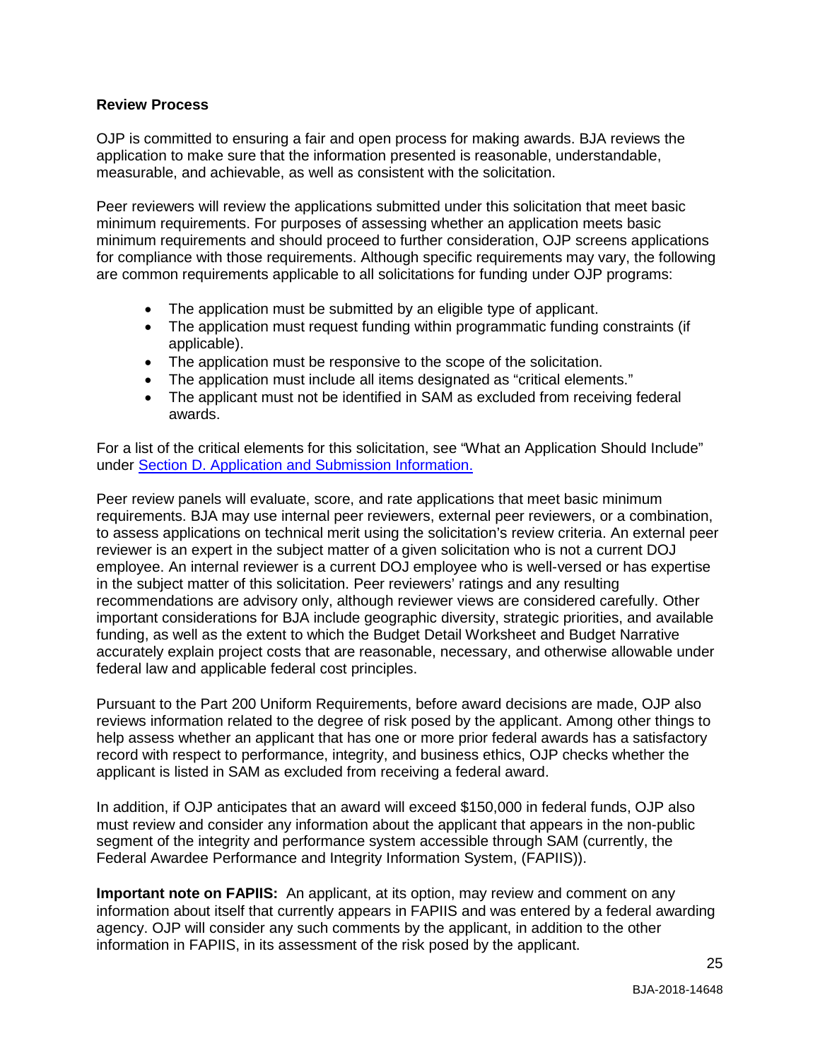**Review Process**

OJP is committed to ensuring a fair and open process for making awards. BJA reviews the application to make sure that the information presented is reasonable, understandable, measurable, and achievable, as well as consistent with the solicitation.

Peer reviewers will review the applications submitted under this solicitation that meet basic minimum requirements. For purposes of assessing whether an application meets basic minimum requirements and should proceed to further consideration, OJP screens applications for compliance with those requirements. Although specific requirements may vary, the following are common requirements applicable to all solicitations for funding under OJP programs:

- The application must be submitted by an eligible type of applicant.
- The application must request funding within programmatic funding constraints (if applicable).
- The application must be responsive to the scope of the solicitation.
- The application must include all items designated as "critical elements."
- The applicant must not be identified in SAM as excluded from receiving federal awards.

For a list of the critical elements for this solicitation, see "What an Application Should Include" under Section D. Application and Submission Information.

Peer review panels will evaluate, score, and rate applications that meet basic minimum requirements. BJA may use internal peer reviewers, external peer reviewers, or a combination, to assess applications on technical merit using the solicitation's review criteria. An external peer reviewer is an expert in the subject matter of a given solicitation who is not a current DOJ employee. An internal reviewer is a current DOJ employee who is well-versed or has expertise in the subject matter of this solicitation. Peer reviewers' ratings and any resulting recommendations are advisory only, although reviewer views are considered carefully. Other important considerations for BJA include geographic diversity, strategic priorities, and available funding, as well as the extent to which the Budget Detail Worksheet and Budget Narrative accurately explain project costs that are reasonable, necessary, and otherwise allowable under federal law and applicable federal cost principles.

Pursuant to the Part 200 Uniform Requirements, before award decisions are made, OJP also reviews information related to the degree of risk posed by the applicant. Among other things to help assess whether an applicant that has one or more prior federal awards has a satisfactory record with respect to performance, integrity, and business ethics, OJP checks whether the applicant is listed in SAM as excluded from receiving a federal award.

In addition, if OJP anticipates that an award will exceed $150,000 in federal funds, OJP also must review and consider any information about the applicant that appears in the non-public segment of the integrity and performance system accessible through SAM (currently, the Federal Awardee Performance and Integrity Information System, (FAPIIS)).

**Important note on FAPIIS:** An applicant, at its option, may review and comment on any information about itself that currently appears in FAPIIS and was entered by a federal awarding agency. OJP will consider any such comments by the applicant, in addition to the other information in FAPIIS, in its assessment of the risk posed by the applicant.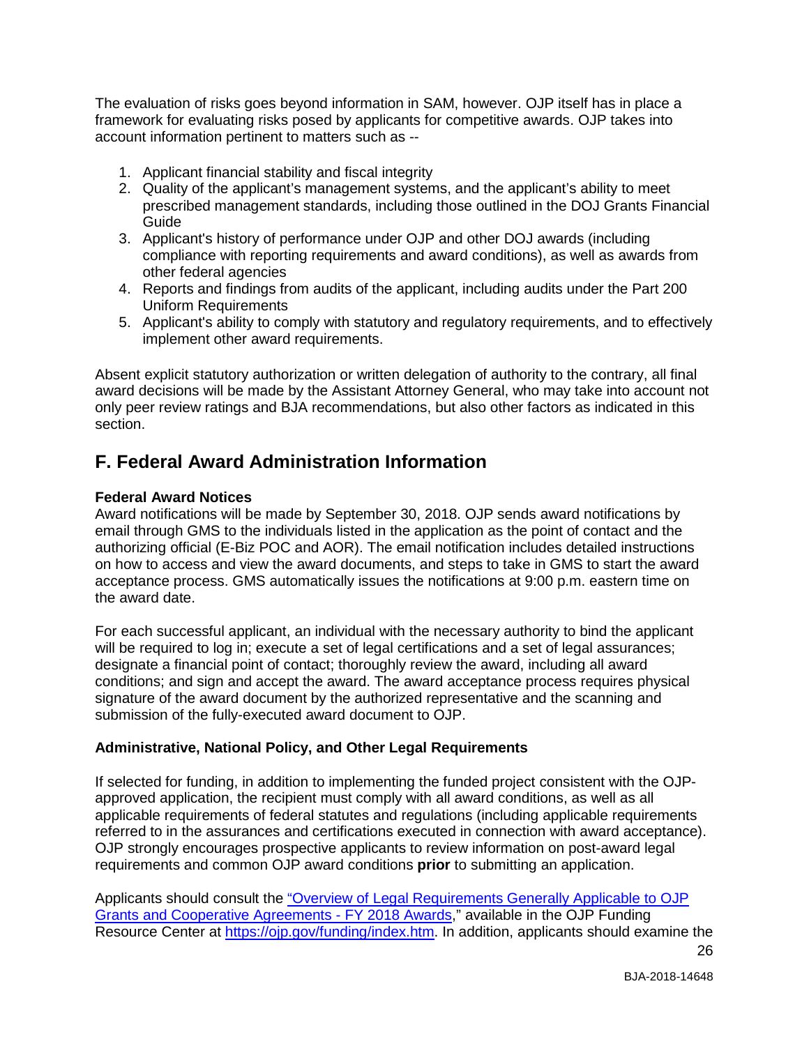The evaluation of risks goes beyond information in SAM, however. OJP itself has in place a framework for evaluating risks posed by applicants for competitive awards. OJP takes into account information pertinent to matters such as --

1. Applicant financial stability and fiscal integrity
2. Quality of the applicant's management systems, and the applicant's ability to meet prescribed management standards, including those outlined in the DOJ Grants Financial Guide
3. Applicant's history of performance under OJP and other DOJ awards (including compliance with reporting requirements and award conditions), as well as awards from other federal agencies
4. Reports and findings from audits of the applicant, including audits under the Part 200 Uniform Requirements
5. Applicant's ability to comply with statutory and regulatory requirements, and to effectively implement other award requirements.

Absent explicit statutory authorization or written delegation of authority to the contrary, all final award decisions will be made by the Assistant Attorney General, who may take into account not only peer review ratings and BJA recommendations, but also other factors as indicated in this section.

## F. Federal Award Administration Information

**Federal Award Notices**

Award notifications will be made by September 30, 2018. OJP sends award notifications by email through GMS to the individuals listed in the application as the point of contact and the authorizing official (E-Biz POC and AOR). The email notification includes detailed instructions on how to access and view the award documents, and steps to take in GMS to start the award acceptance process. GMS automatically issues the notifications at 9:00 p.m. eastern time on the award date.

For each successful applicant, an individual with the necessary authority to bind the applicant will be required to log in; execute a set of legal certifications and a set of legal assurances; designate a financial point of contact; thoroughly review the award, including all award conditions; and sign and accept the award. The award acceptance process requires physical signature of the award document by the authorized representative and the scanning and submission of the fully-executed award document to OJP.

**Administrative, National Policy, and Other Legal Requirements**

If selected for funding, in addition to implementing the funded project consistent with the OJP-approved application, the recipient must comply with all award conditions, as well as all applicable requirements of federal statutes and regulations (including applicable requirements referred to in the assurances and certifications executed in connection with award acceptance). OJP strongly encourages prospective applicants to review information on post-award legal requirements and common OJP award conditions **prior** to submitting an application.

Applicants should consult the "Overview of Legal Requirements Generally Applicable to OJP Grants and Cooperative Agreements - FY 2018 Awards," available in the OJP Funding Resource Center at https://ojp.gov/funding/index.htm. In addition, applicants should examine the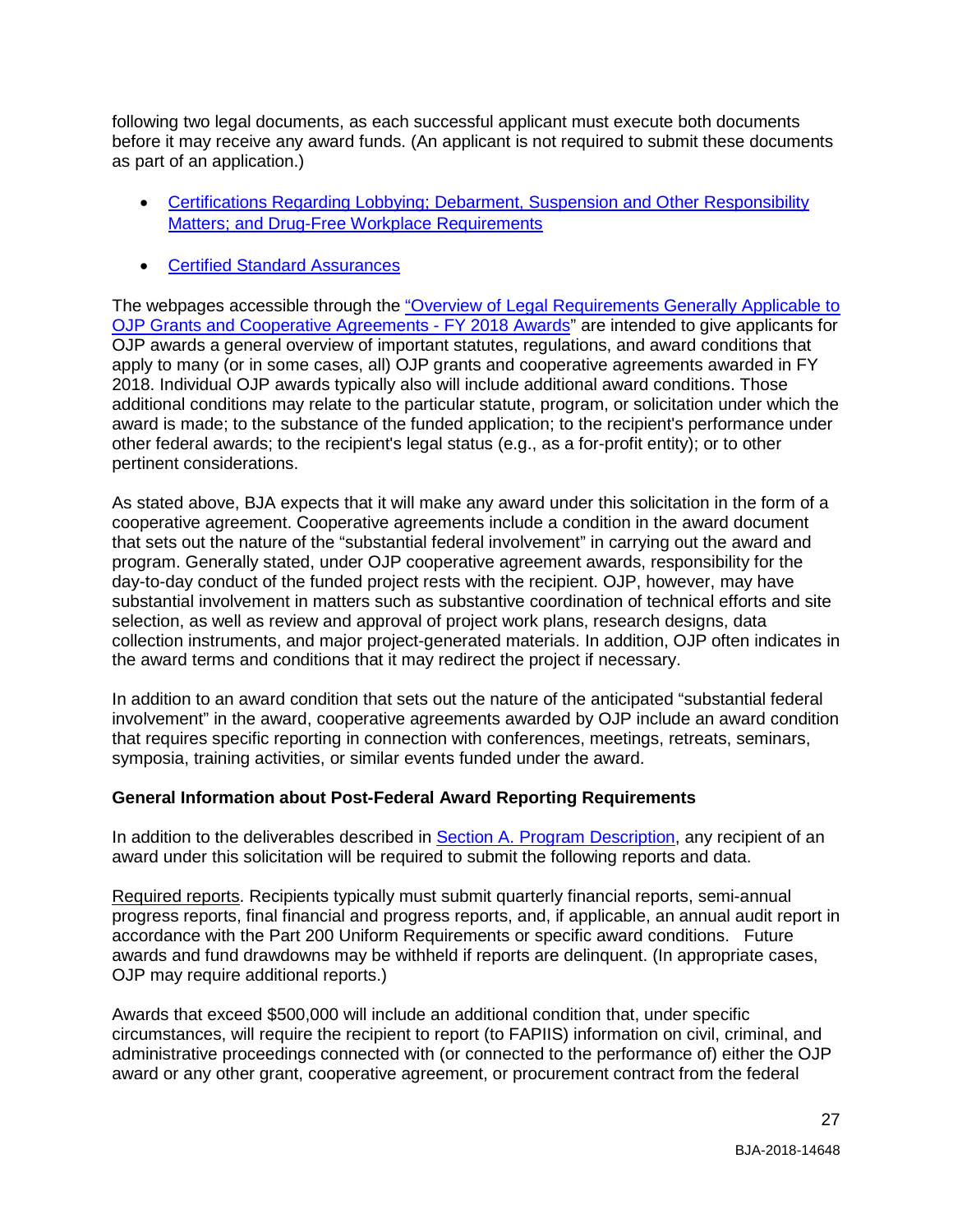following two legal documents, as each successful applicant must execute both documents before it may receive any award funds. (An applicant is not required to submit these documents as part of an application.)

- Certifications Regarding Lobbying; Debarment, Suspension and Other Responsibility Matters; and Drug-Free Workplace Requirements
- Certified Standard Assurances

The webpages accessible through the "Overview of Legal Requirements Generally Applicable to OJP Grants and Cooperative Agreements - FY 2018 Awards" are intended to give applicants for OJP awards a general overview of important statutes, regulations, and award conditions that apply to many (or in some cases, all) OJP grants and cooperative agreements awarded in FY 2018. Individual OJP awards typically also will include additional award conditions. Those additional conditions may relate to the particular statute, program, or solicitation under which the award is made; to the substance of the funded application; to the recipient's performance under other federal awards; to the recipient's legal status (e.g., as a for-profit entity); or to other pertinent considerations.

As stated above, BJA expects that it will make any award under this solicitation in the form of a cooperative agreement. Cooperative agreements include a condition in the award document that sets out the nature of the "substantial federal involvement" in carrying out the award and program. Generally stated, under OJP cooperative agreement awards, responsibility for the day-to-day conduct of the funded project rests with the recipient. OJP, however, may have substantial involvement in matters such as substantive coordination of technical efforts and site selection, as well as review and approval of project work plans, research designs, data collection instruments, and major project-generated materials. In addition, OJP often indicates in the award terms and conditions that it may redirect the project if necessary.

In addition to an award condition that sets out the nature of the anticipated "substantial federal involvement" in the award, cooperative agreements awarded by OJP include an award condition that requires specific reporting in connection with conferences, meetings, retreats, seminars, symposia, training activities, or similar events funded under the award.

**General Information about Post-Federal Award Reporting Requirements**

In addition to the deliverables described in Section A. Program Description, any recipient of an award under this solicitation will be required to submit the following reports and data.

Required reports. Recipients typically must submit quarterly financial reports, semi-annual progress reports, final financial and progress reports, and, if applicable, an annual audit report in accordance with the Part 200 Uniform Requirements or specific award conditions. Future awards and fund drawdowns may be withheld if reports are delinquent. (In appropriate cases, OJP may require additional reports.)

Awards that exceed $500,000 will include an additional condition that, under specific circumstances, will require the recipient to report (to FAPIIS) information on civil, criminal, and administrative proceedings connected with (or connected to the performance of) either the OJP award or any other grant, cooperative agreement, or procurement contract from the federal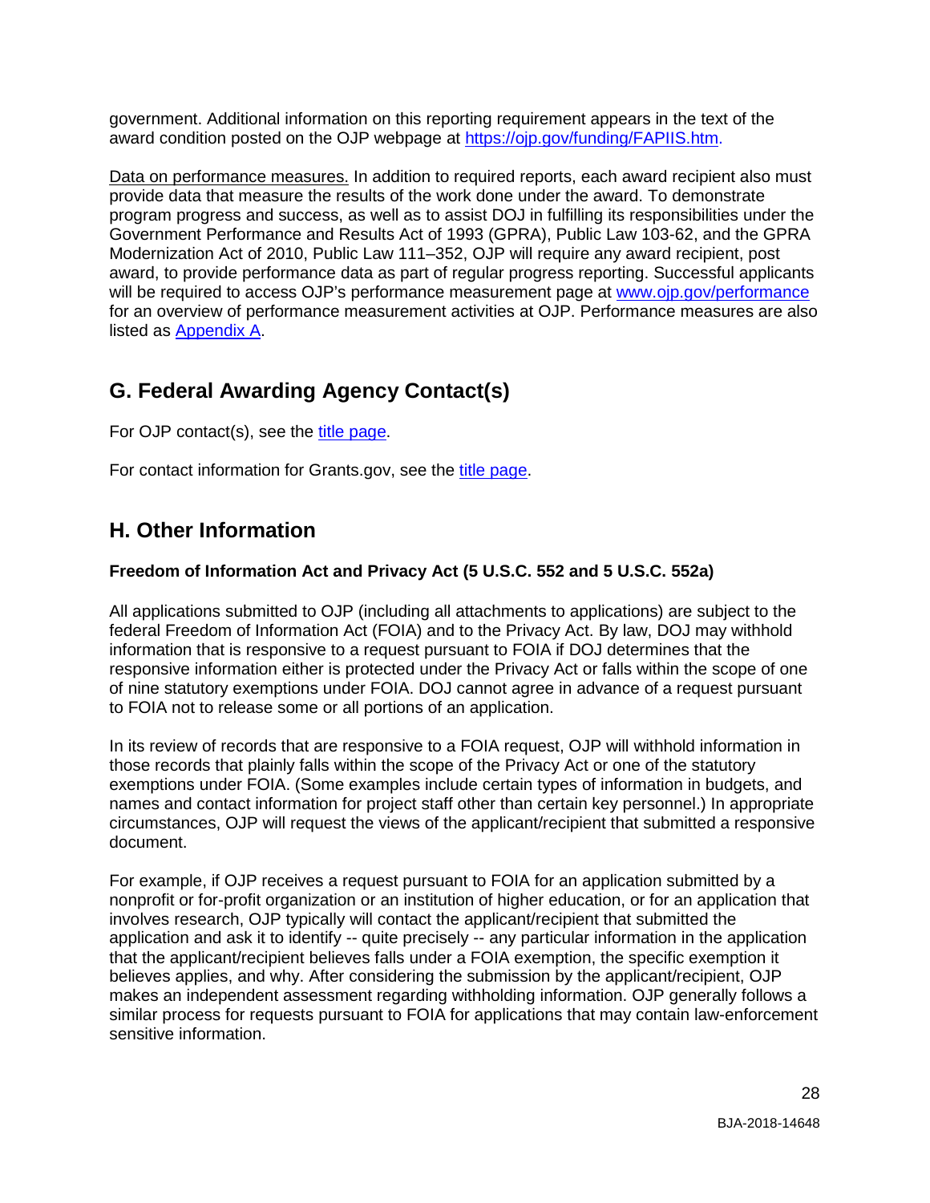government. Additional information on this reporting requirement appears in the text of the award condition posted on the OJP webpage at [https://ojp.gov/funding/FAPIIS.htm](https://ojp.gov/funding/FAPIIS.htm).

Data on performance measures. In addition to required reports, each award recipient also must provide data that measure the results of the work done under the award. To demonstrate program progress and success, as well as to assist DOJ in fulfilling its responsibilities under the Government Performance and Results Act of 1993 (GPRA), Public Law 103-62, and the GPRA Modernization Act of 2010, Public Law 111–352, OJP will require any award recipient, post award, to provide performance data as part of regular progress reporting. Successful applicants will be required to access OJP's performance measurement page at [www.ojp.gov/performance](www.ojp.gov/performance) for an overview of performance measurement activities at OJP. Performance measures are also listed as [Appendix A](#).

## G. Federal Awarding Agency Contact(s)

For OJP contact(s), see the [title page](#).

For contact information for Grants.gov, see the [title page](#).

## H. Other Information

### Freedom of Information Act and Privacy Act (5 U.S.C. 552 and 5 U.S.C. 552a)

All applications submitted to OJP (including all attachments to applications) are subject to the federal Freedom of Information Act (FOIA) and to the Privacy Act. By law, DOJ may withhold information that is responsive to a request pursuant to FOIA if DOJ determines that the responsive information either is protected under the Privacy Act or falls within the scope of one of nine statutory exemptions under FOIA. DOJ cannot agree in advance of a request pursuant to FOIA not to release some or all portions of an application.

In its review of records that are responsive to a FOIA request, OJP will withhold information in those records that plainly falls within the scope of the Privacy Act or one of the statutory exemptions under FOIA. (Some examples include certain types of information in budgets, and names and contact information for project staff other than certain key personnel.) In appropriate circumstances, OJP will request the views of the applicant/recipient that submitted a responsive document.

For example, if OJP receives a request pursuant to FOIA for an application submitted by a nonprofit or for-profit organization or an institution of higher education, or for an application that involves research, OJP typically will contact the applicant/recipient that submitted the application and ask it to identify -- quite precisely -- any particular information in the application that the applicant/recipient believes falls under a FOIA exemption, the specific exemption it believes applies, and why. After considering the submission by the applicant/recipient, OJP makes an independent assessment regarding withholding information. OJP generally follows a similar process for requests pursuant to FOIA for applications that may contain law-enforcement sensitive information.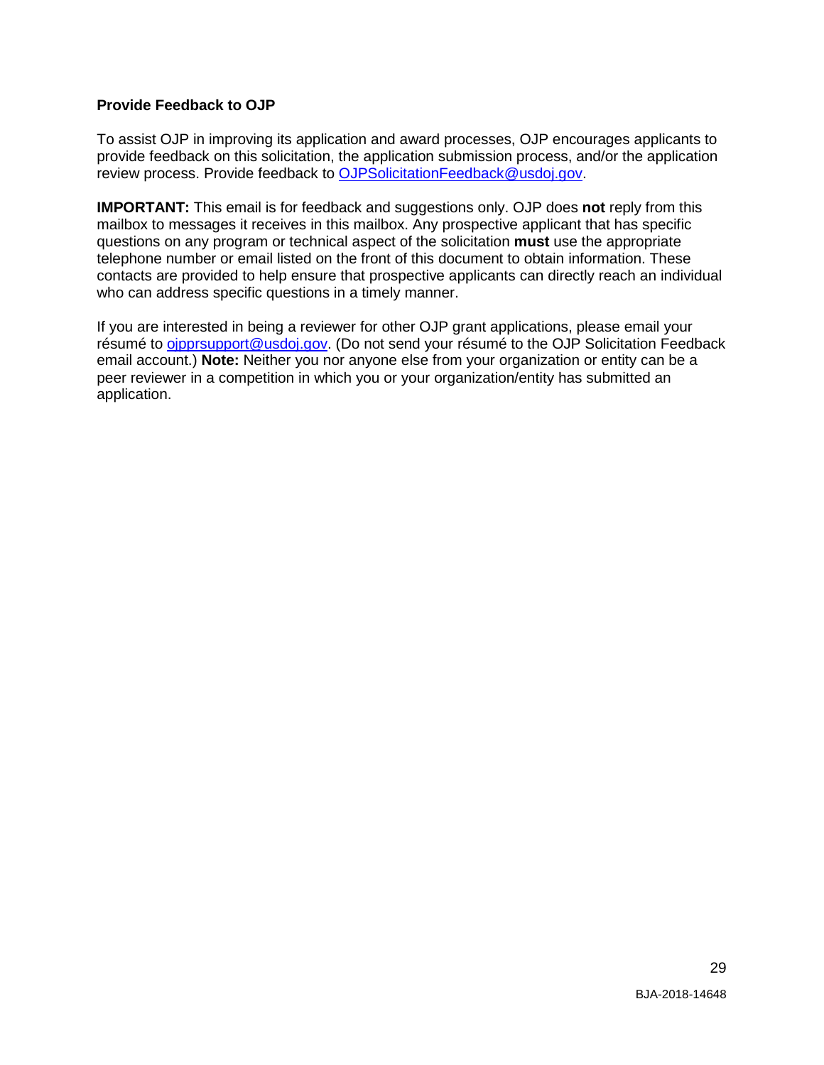**Provide Feedback to OJP**

To assist OJP in improving its application and award processes, OJP encourages applicants to provide feedback on this solicitation, the application submission process, and/or the application review process. Provide feedback to [OJPSolicitationFeedback@usdoj.gov](mailto:OJPSolicitationFeedback@usdoj.gov).

**IMPORTANT:** This email is for feedback and suggestions only. OJP does **not** reply from this mailbox to messages it receives in this mailbox. Any prospective applicant that has specific questions on any program or technical aspect of the solicitation **must** use the appropriate telephone number or email listed on the front of this document to obtain information. These contacts are provided to help ensure that prospective applicants can directly reach an individual who can address specific questions in a timely manner.

If you are interested in being a reviewer for other OJP grant applications, please email your résumé to [ojpprsupport@usdoj.gov](mailto:ojpprsupport@usdoj.gov). (Do not send your résumé to the OJP Solicitation Feedback email account.) **Note:** Neither you nor anyone else from your organization or entity can be a peer reviewer in a competition in which you or your organization/entity has submitted an application.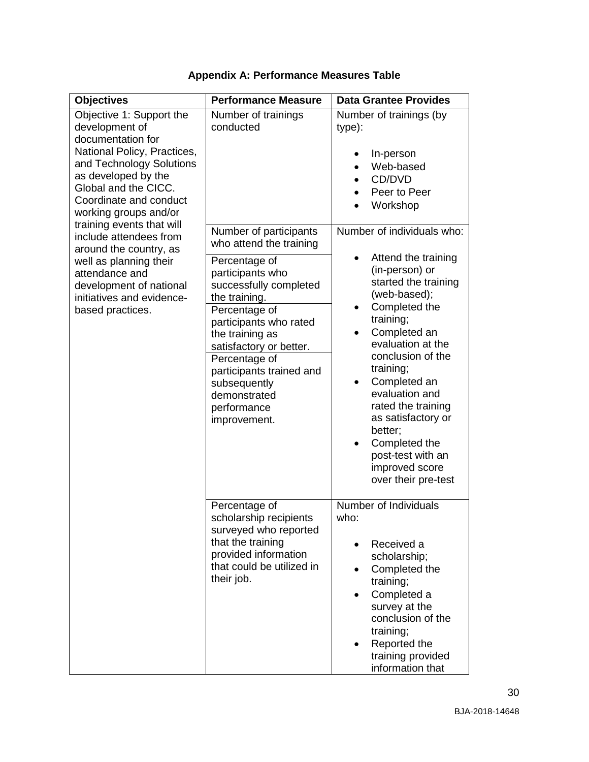**Appendix A: Performance Measures Table**

| Objectives | Performance Measure | Data Grantee Provides |
|---|---|---|
| Objective 1: Support the development of documentation for National Policy, Practices, and Technology Solutions as developed by the Global and the CICC. Coordinate and conduct working groups and/or training events that will include attendees from around the country, as well as planning their attendance and development of national initiatives and evidence-based practices. | Number of trainings conducted | Number of trainings (by type):<br>• In-person<br>• Web-based<br>• CD/DVD<br>• Peer to Peer<br>• Workshop |
| | Number of participants who attend the training<br><br>Percentage of participants who successfully completed the training.<br><br>Percentage of participants who rated the training as satisfactory or better.<br><br>Percentage of participants trained and subsequently demonstrated performance improvement. | Number of individuals who:<br>• Attend the training (in-person) or started the training (web-based);<br>• Completed the training;<br>• Completed an evaluation at the conclusion of the training;<br>• Completed an evaluation and rated the training as satisfactory or better;<br>• Completed the post-test with an improved score over their pre-test |
| | Percentage of scholarship recipients surveyed who reported that the training provided information that could be utilized in their job. | Number of Individuals who:<br>• Received a scholarship;<br>• Completed the training;<br>• Completed a survey at the conclusion of the training;<br>• Reported the training provided information that |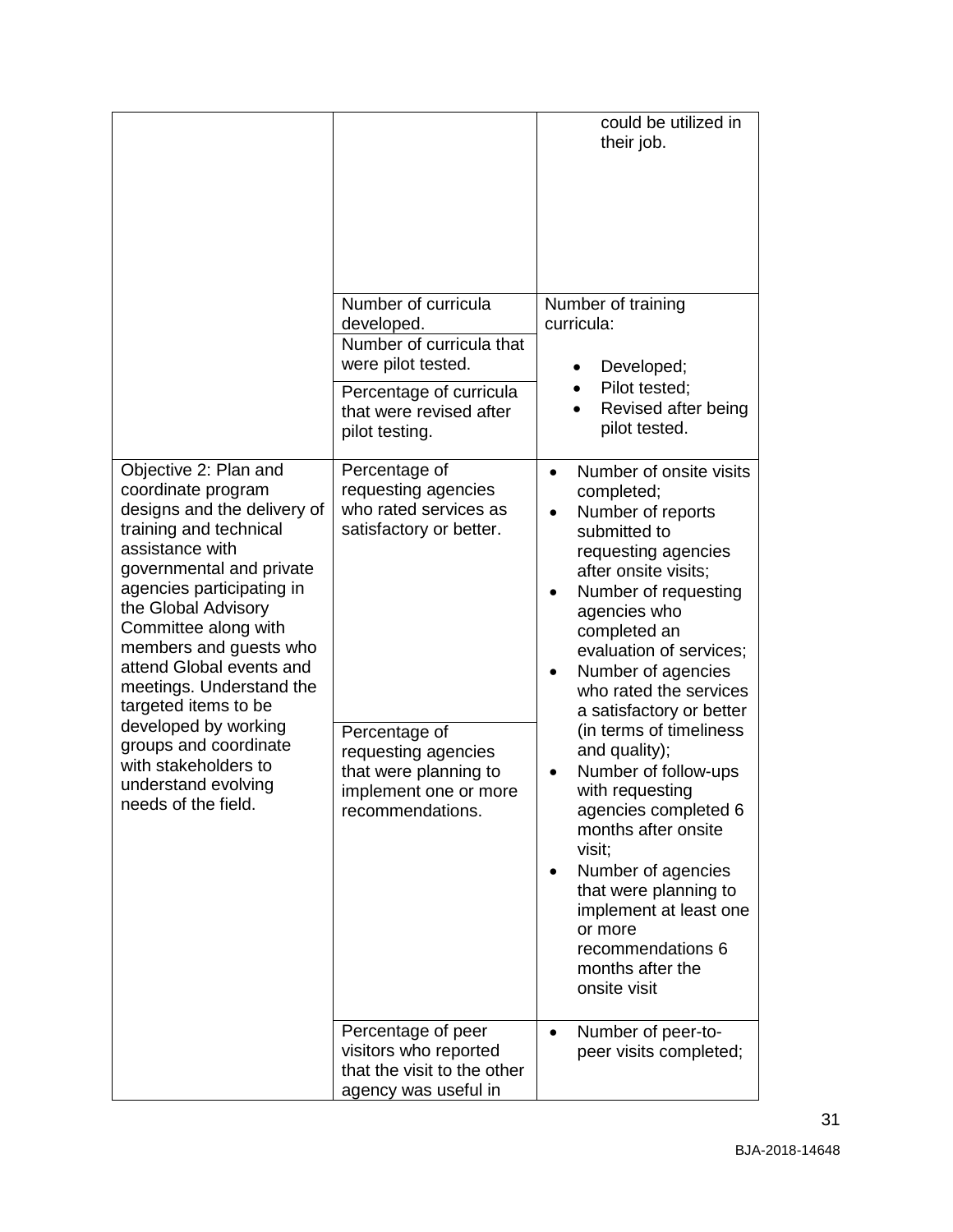| | | |
|---|---|---|
| | | could be utilized in their job. |
| | Number of curricula developed. | Number of training curricula:<br>• Developed;<br>• Pilot tested;<br>• Revised after being pilot tested. |
| | Number of curricula that were pilot tested. | |
| | Percentage of curricula that were revised after pilot testing. | |
| Objective 2: Plan and coordinate program designs and the delivery of training and technical assistance with governmental and private agencies participating in the Global Advisory Committee along with members and guests who attend Global events and meetings. Understand the targeted items to be developed by working groups and coordinate with stakeholders to understand evolving needs of the field. | Percentage of requesting agencies who rated services as satisfactory or better. | • Number of onsite visits completed;<br>• Number of reports submitted to requesting agencies after onsite visits;<br>• Number of requesting agencies who completed an evaluation of services;<br>• Number of agencies who rated the services a satisfactory or better (in terms of timeliness and quality);<br>• Number of follow-ups with requesting agencies completed 6 months after onsite visit;<br>• Number of agencies that were planning to implement at least one or more recommendations 6 months after the onsite visit |
| | Percentage of requesting agencies that were planning to implement one or more recommendations. | |
| | Percentage of peer visitors who reported that the visit to the other agency was useful in | • Number of peer-to-peer visits completed; |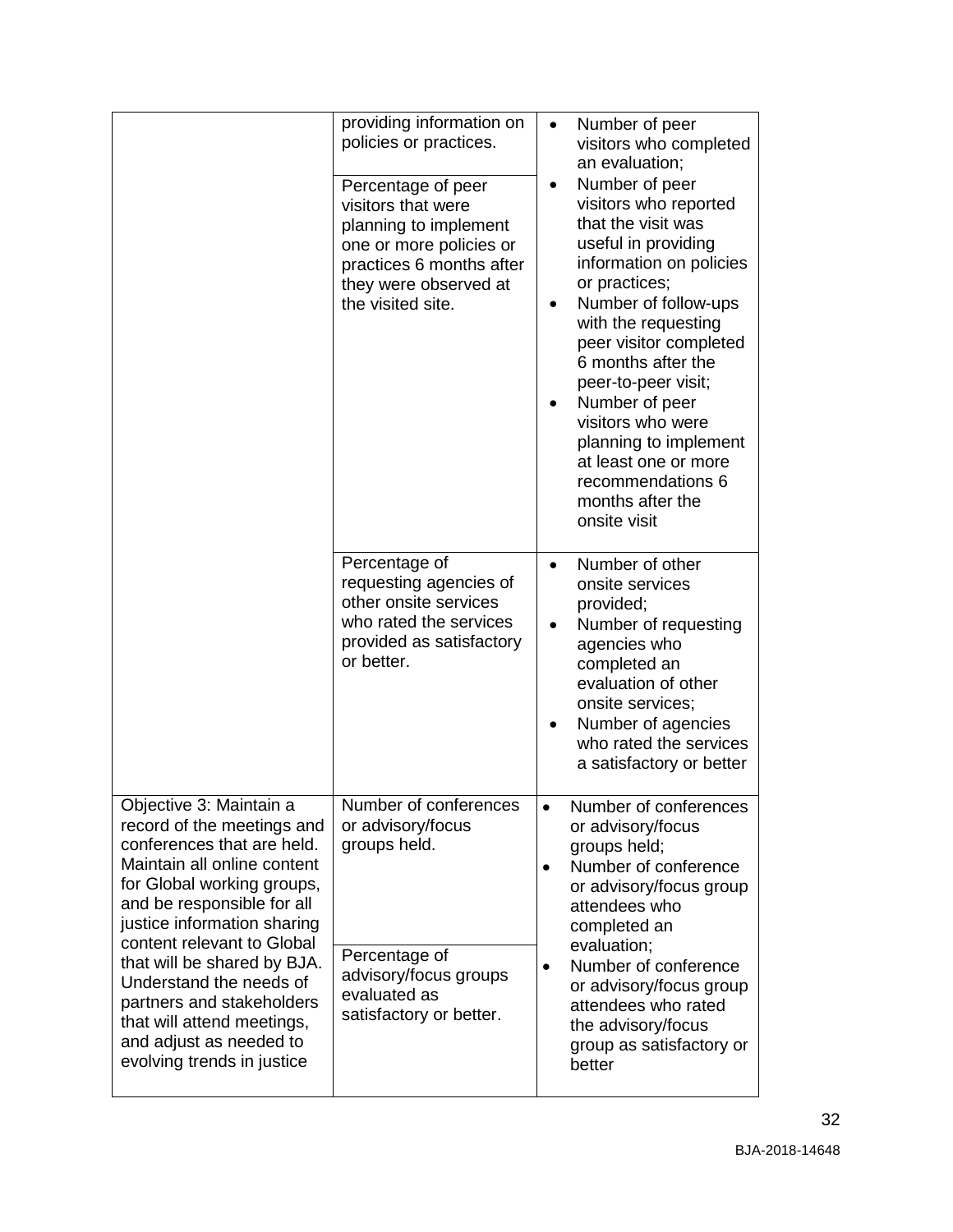| | | |
|---|---|---|
| | providing information on policies or practices. | • Number of peer visitors who completed an evaluation;<br>• Number of peer visitors who reported that the visit was useful in providing information on policies or practices;<br>• Number of follow-ups with the requesting peer visitor completed 6 months after the peer-to-peer visit;<br>• Number of peer visitors who were planning to implement at least one or more recommendations 6 months after the onsite visit |
| | Percentage of peer visitors that were planning to implement one or more policies or practices 6 months after they were observed at the visited site. | |
| | Percentage of requesting agencies of other onsite services who rated the services provided as satisfactory or better. | • Number of other onsite services provided;<br>• Number of requesting agencies who completed an evaluation of other onsite services;<br>• Number of agencies who rated the services a satisfactory or better |
| Objective 3: Maintain a record of the meetings and conferences that are held. Maintain all online content for Global working groups, and be responsible for all justice information sharing content relevant to Global that will be shared by BJA. Understand the needs of partners and stakeholders that will attend meetings, and adjust as needed to evolving trends in justice | Number of conferences or advisory/focus groups held. | • Number of conferences or advisory/focus groups held;<br>• Number of conference or advisory/focus group attendees who completed an evaluation;<br>• Number of conference or advisory/focus group attendees who rated the advisory/focus group as satisfactory or better |
| | Percentage of advisory/focus groups evaluated as satisfactory or better. | |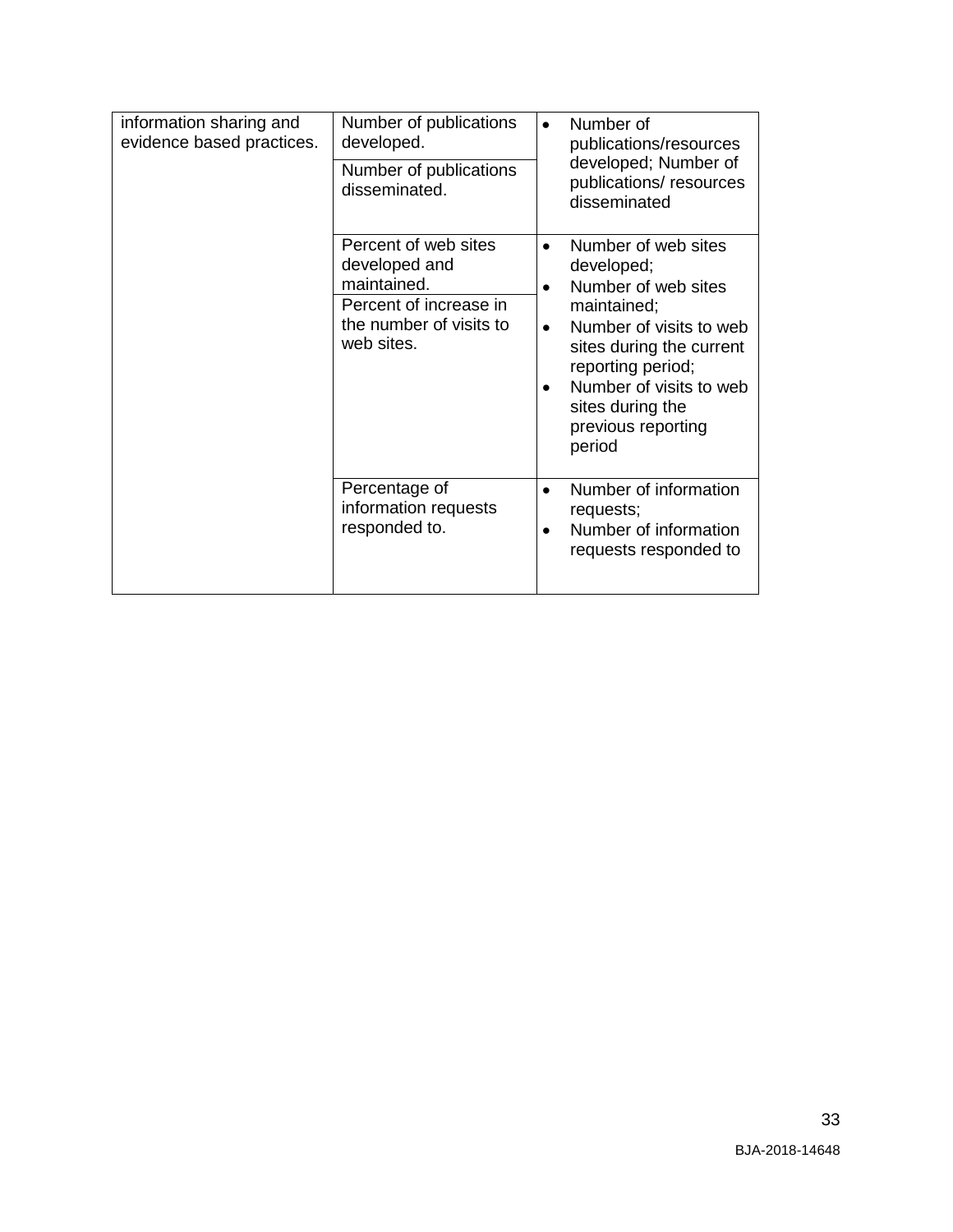| | | |
|---|---|---|
| information sharing and evidence based practices. | Number of publications developed. | • Number of publications/resources developed; Number of publications/ resources disseminated |
| | Number of publications disseminated. | |
| | Percent of web sites developed and maintained. | • Number of web sites developed;<br>• Number of web sites maintained;<br>• Number of visits to web sites during the current reporting period;<br>• Number of visits to web sites during the previous reporting period |
| | Percent of increase in the number of visits to web sites. | |
| | Percentage of information requests responded to. | • Number of information requests;<br>• Number of information requests responded to |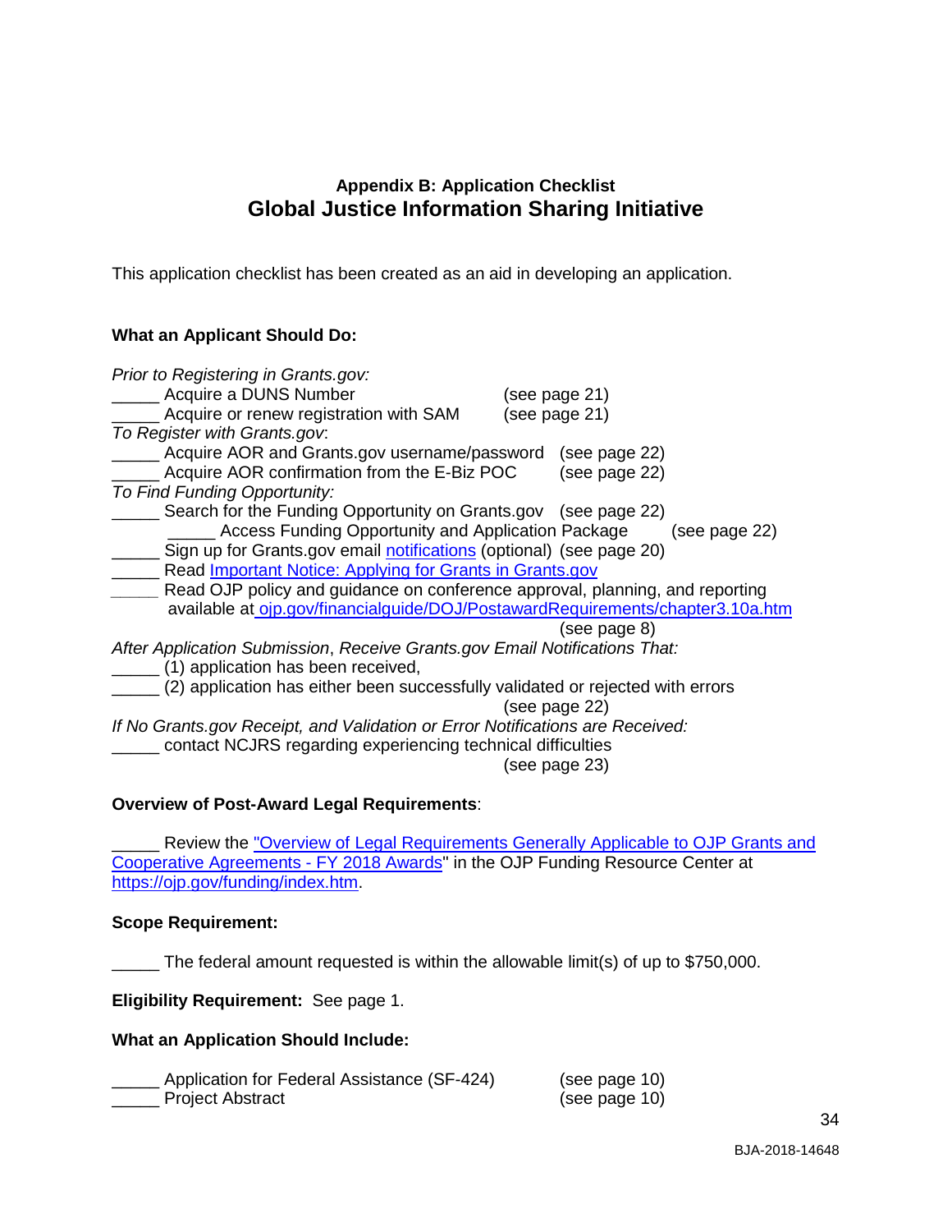### Appendix B: Application Checklist

## Global Justice Information Sharing Initiative

This application checklist has been created as an aid in developing an application.

**What an Applicant Should Do:**

*Prior to Registering in Grants.gov:*

_____ Acquire a DUNS Number (see page 21)
_____ Acquire or renew registration with SAM (see page 21)

*To Register with Grants.gov*:

_____ Acquire AOR and Grants.gov username/password (see page 22)
_____ Acquire AOR confirmation from the E-Biz POC (see page 22)

*To Find Funding Opportunity:*

_____ Search for the Funding Opportunity on Grants.gov (see page 22)
     _____ Access Funding Opportunity and Application Package (see page 22)
_____ Sign up for Grants.gov email notifications (optional) (see page 20)
_____ Read Important Notice: Applying for Grants in Grants.gov
_____ Read OJP policy and guidance on conference approval, planning, and reporting available at ojp.gov/financialguide/DOJ/PostawardRequirements/chapter3.10a.htm (see page 8)

*After Application Submission*, *Receive Grants.gov Email Notifications That:*

_____ (1) application has been received,
_____ (2) application has either been successfully validated or rejected with errors (see page 22)

*If No Grants.gov Receipt, and Validation or Error Notifications are Received:*

_____ contact NCJRS regarding experiencing technical difficulties (see page 23)

**Overview of Post-Award Legal Requirements**:

_____ Review the "Overview of Legal Requirements Generally Applicable to OJP Grants and Cooperative Agreements - FY 2018 Awards" in the OJP Funding Resource Center at https://ojp.gov/funding/index.htm.

**Scope Requirement:**

_____ The federal amount requested is within the allowable limit(s) of up to $750,000.

**Eligibility Requirement:** See page 1.

**What an Application Should Include:**

_____ Application for Federal Assistance (SF-424) (see page 10)
_____ Project Abstract (see page 10)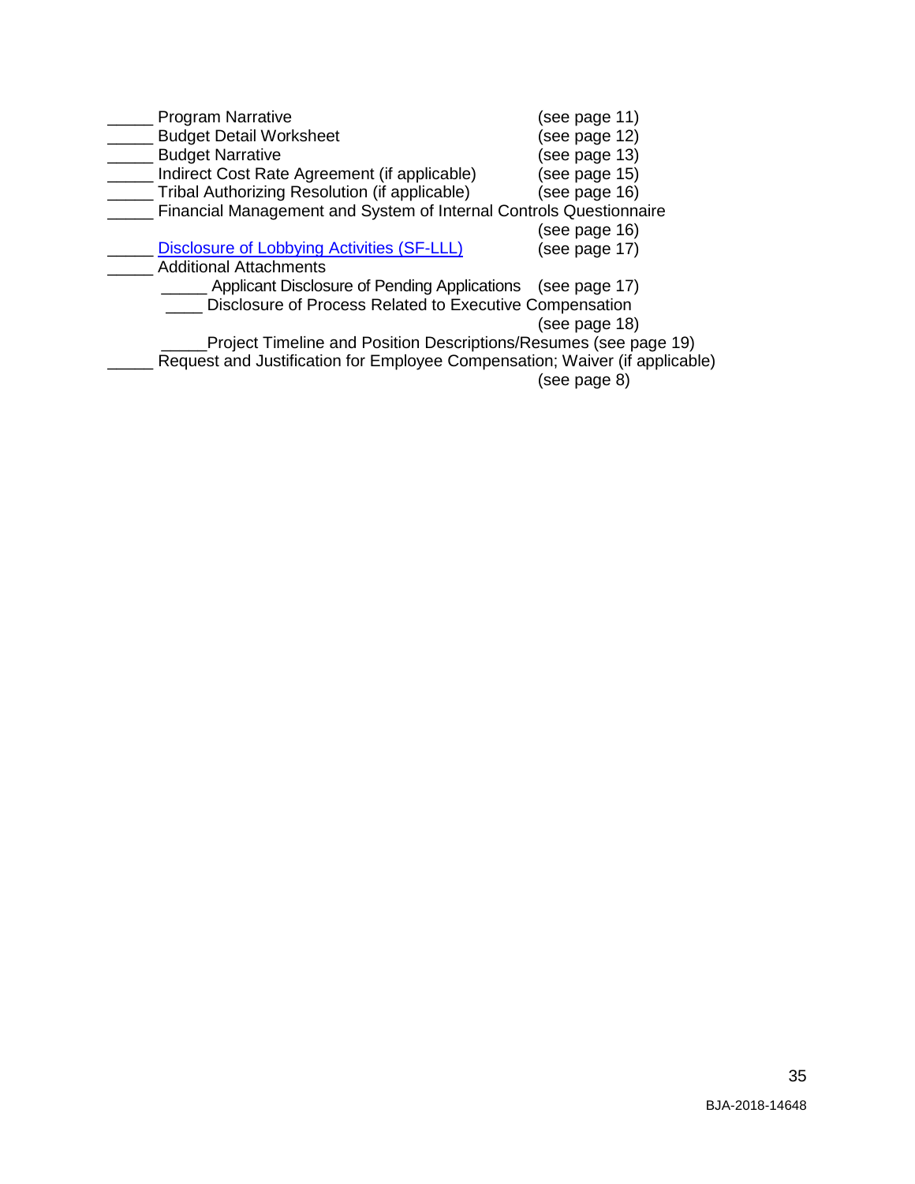_____ Program Narrative (see page 11)
_____ Budget Detail Worksheet (see page 12)
_____ Budget Narrative (see page 13)
_____ Indirect Cost Rate Agreement (if applicable) (see page 15)
_____ Tribal Authorizing Resolution (if applicable) (see page 16)
_____ Financial Management and System of Internal Controls Questionnaire (see page 16)
_____ Disclosure of Lobbying Activities (SF-LLL) (see page 17)
_____ Additional Attachments
    _____ Applicant Disclosure of Pending Applications (see page 17)
    ____ Disclosure of Process Related to Executive Compensation (see page 18)
    _____Project Timeline and Position Descriptions/Resumes (see page 19)
_____ Request and Justification for Employee Compensation; Waiver (if applicable) (see page 8)